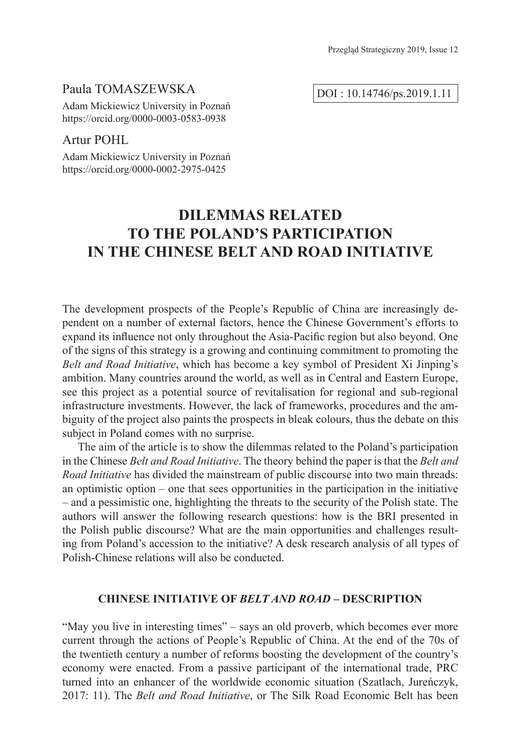Paula TOMASZEWSKA

Adam Mickiewicz University in Poznań
https://orcid.org/0000-0003-0583-0938

Artur POHL

Adam Mickiewicz University in Poznań
https://orcid.org/0000-0002-2975-0425

DOI : 10.14746/ps.2019.1.11

# DILEMMAS RELATED TO THE POLAND'S PARTICIPATION IN THE CHINESE BELT AND ROAD INITIATIVE

The development prospects of the People's Republic of China are increasingly dependent on a number of external factors, hence the Chinese Government's efforts to expand its influence not only throughout the Asia-Pacific region but also beyond. One of the signs of this strategy is a growing and continuing commitment to promoting the *Belt and Road Initiative*, which has become a key symbol of President Xi Jinping's ambition. Many countries around the world, as well as in Central and Eastern Europe, see this project as a potential source of revitalisation for regional and sub-regional infrastructure investments. However, the lack of frameworks, procedures and the ambiguity of the project also paints the prospects in bleak colours, thus the debate on this subject in Poland comes with no surprise.

The aim of the article is to show the dilemmas related to the Poland's participation in the Chinese *Belt and Road Initiative*. The theory behind the paper is that the *Belt and Road Initiative* has divided the mainstream of public discourse into two main threads: an optimistic option – one that sees opportunities in the participation in the initiative – and a pessimistic one, highlighting the threats to the security of the Polish state. The authors will answer the following research questions: how is the BRI presented in the Polish public discourse? What are the main opportunities and challenges resulting from Poland's accession to the initiative? A desk research analysis of all types of Polish-Chinese relations will also be conducted.

## CHINESE INITIATIVE OF *BELT AND ROAD* – DESCRIPTION

"May you live in interesting times" – says an old proverb, which becomes ever more current through the actions of People's Republic of China. At the end of the 70s of the twentieth century a number of reforms boosting the development of the country's economy were enacted. From a passive participant of the international trade, PRC turned into an enhancer of the worldwide economic situation (Szatlach, Jureńczyk, 2017: 11). The *Belt and Road Initiative*, or The Silk Road Economic Belt has been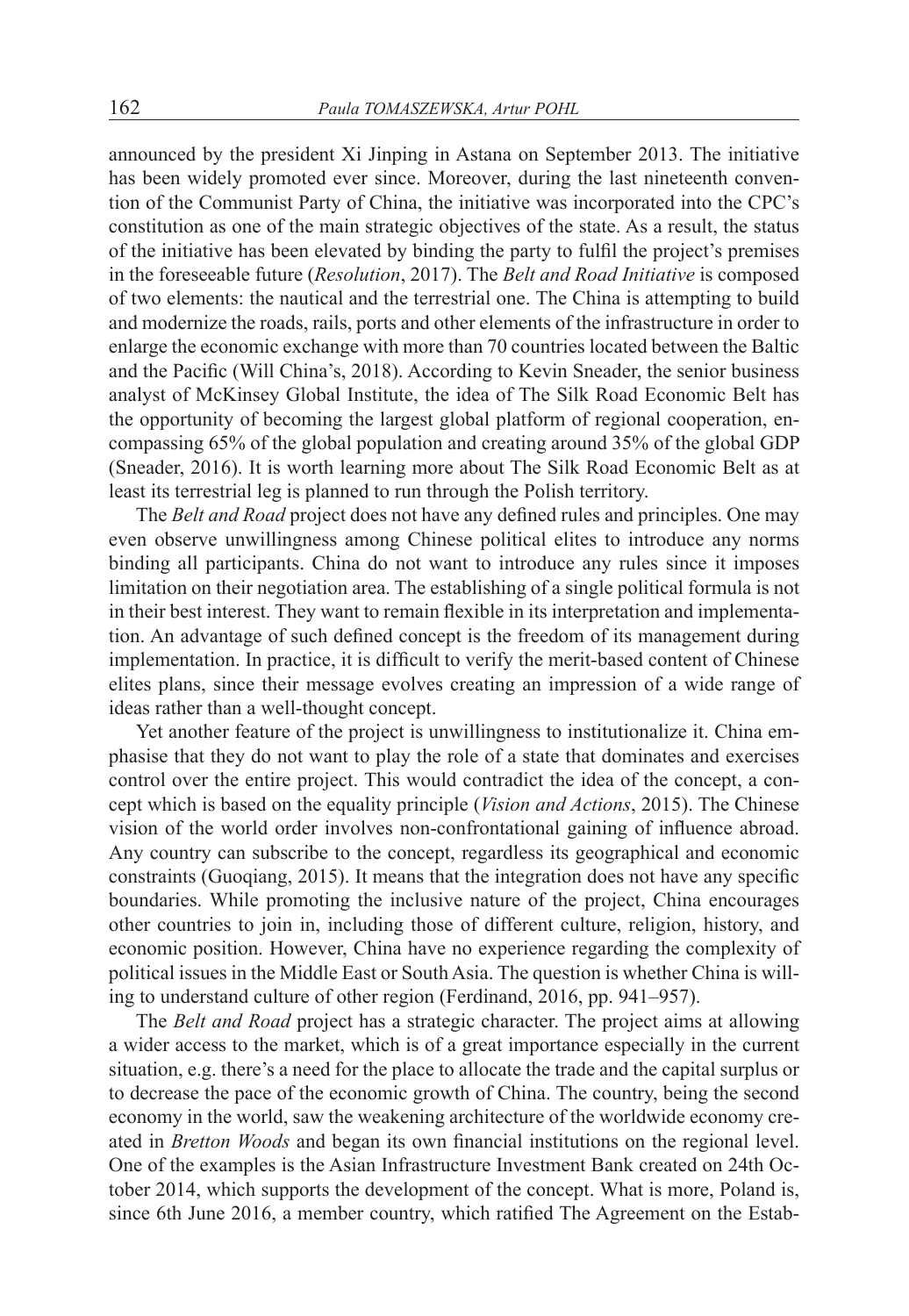announced by the president Xi Jinping in Astana on September 2013. The initiative has been widely promoted ever since. Moreover, during the last nineteenth convention of the Communist Party of China, the initiative was incorporated into the CPC's constitution as one of the main strategic objectives of the state. As a result, the status of the initiative has been elevated by binding the party to fulfil the project's premises in the foreseeable future (*Resolution*, 2017). The *Belt and Road Initiative* is composed of two elements: the nautical and the terrestrial one. The China is attempting to build and modernize the roads, rails, ports and other elements of the infrastructure in order to enlarge the economic exchange with more than 70 countries located between the Baltic and the Pacific (Will China's, 2018). According to Kevin Sneader, the senior business analyst of McKinsey Global Institute, the idea of The Silk Road Economic Belt has the opportunity of becoming the largest global platform of regional cooperation, encompassing 65% of the global population and creating around 35% of the global GDP (Sneader, 2016). It is worth learning more about The Silk Road Economic Belt as at least its terrestrial leg is planned to run through the Polish territory.

The *Belt and Road* project does not have any defined rules and principles. One may even observe unwillingness among Chinese political elites to introduce any norms binding all participants. China do not want to introduce any rules since it imposes limitation on their negotiation area. The establishing of a single political formula is not in their best interest. They want to remain flexible in its interpretation and implementation. An advantage of such defined concept is the freedom of its management during implementation. In practice, it is difficult to verify the merit-based content of Chinese elites plans, since their message evolves creating an impression of a wide range of ideas rather than a well-thought concept.

Yet another feature of the project is unwillingness to institutionalize it. China emphasise that they do not want to play the role of a state that dominates and exercises control over the entire project. This would contradict the idea of the concept, a concept which is based on the equality principle (*Vision and Actions*, 2015). The Chinese vision of the world order involves non-confrontational gaining of influence abroad. Any country can subscribe to the concept, regardless its geographical and economic constraints (Guoqiang, 2015). It means that the integration does not have any specific boundaries. While promoting the inclusive nature of the project, China encourages other countries to join in, including those of different culture, religion, history, and economic position. However, China have no experience regarding the complexity of political issues in the Middle East or South Asia. The question is whether China is willing to understand culture of other region (Ferdinand, 2016, pp. 941–957).

The *Belt and Road* project has a strategic character. The project aims at allowing a wider access to the market, which is of a great importance especially in the current situation, e.g. there's a need for the place to allocate the trade and the capital surplus or to decrease the pace of the economic growth of China. The country, being the second economy in the world, saw the weakening architecture of the worldwide economy created in *Bretton Woods* and began its own financial institutions on the regional level. One of the examples is the Asian Infrastructure Investment Bank created on 24th October 2014, which supports the development of the concept. What is more, Poland is, since 6th June 2016, a member country, which ratified The Agreement on the Estab-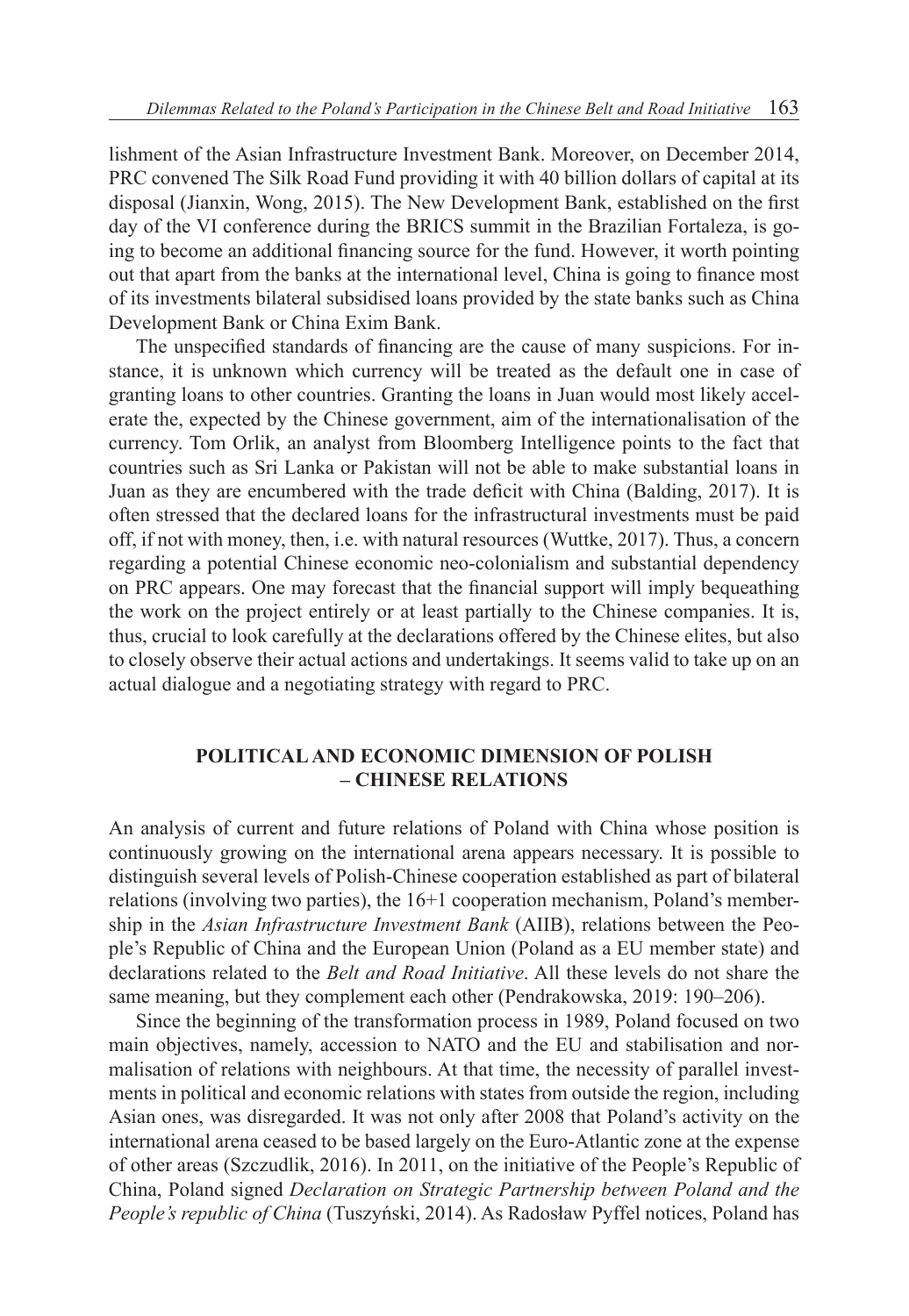lishment of the Asian Infrastructure Investment Bank. Moreover, on December 2014, PRC convened The Silk Road Fund providing it with 40 billion dollars of capital at its disposal (Jianxin, Wong, 2015). The New Development Bank, established on the first day of the VI conference during the BRICS summit in the Brazilian Fortaleza, is going to become an additional financing source for the fund. However, it worth pointing out that apart from the banks at the international level, China is going to finance most of its investments bilateral subsidised loans provided by the state banks such as China Development Bank or China Exim Bank.

The unspecified standards of financing are the cause of many suspicions. For instance, it is unknown which currency will be treated as the default one in case of granting loans to other countries. Granting the loans in Juan would most likely accelerate the, expected by the Chinese government, aim of the internationalisation of the currency. Tom Orlik, an analyst from Bloomberg Intelligence points to the fact that countries such as Sri Lanka or Pakistan will not be able to make substantial loans in Juan as they are encumbered with the trade deficit with China (Balding, 2017). It is often stressed that the declared loans for the infrastructural investments must be paid off, if not with money, then, i.e. with natural resources (Wuttke, 2017). Thus, a concern regarding a potential Chinese economic neo-colonialism and substantial dependency on PRC appears. One may forecast that the financial support will imply bequeathing the work on the project entirely or at least partially to the Chinese companies. It is, thus, crucial to look carefully at the declarations offered by the Chinese elites, but also to closely observe their actual actions and undertakings. It seems valid to take up on an actual dialogue and a negotiating strategy with regard to PRC.

## POLITICAL AND ECONOMIC DIMENSION OF POLISH – CHINESE RELATIONS

An analysis of current and future relations of Poland with China whose position is continuously growing on the international arena appears necessary. It is possible to distinguish several levels of Polish-Chinese cooperation established as part of bilateral relations (involving two parties), the 16+1 cooperation mechanism, Poland's membership in the *Asian Infrastructure Investment Bank* (AIIB), relations between the People's Republic of China and the European Union (Poland as a EU member state) and declarations related to the *Belt and Road Initiative*. All these levels do not share the same meaning, but they complement each other (Pendrakowska, 2019: 190–206).

Since the beginning of the transformation process in 1989, Poland focused on two main objectives, namely, accession to NATO and the EU and stabilisation and normalisation of relations with neighbours. At that time, the necessity of parallel investments in political and economic relations with states from outside the region, including Asian ones, was disregarded. It was not only after 2008 that Poland's activity on the international arena ceased to be based largely on the Euro-Atlantic zone at the expense of other areas (Szczudlik, 2016). In 2011, on the initiative of the People's Republic of China, Poland signed *Declaration on Strategic Partnership between Poland and the People's republic of China* (Tuszyński, 2014). As Radosław Pyffel notices, Poland has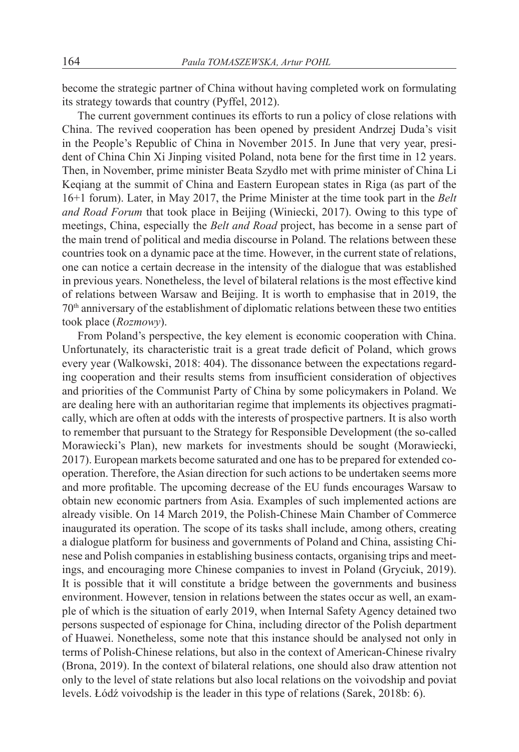become the strategic partner of China without having completed work on formulating its strategy towards that country (Pyffel, 2012).

The current government continues its efforts to run a policy of close relations with China. The revived cooperation has been opened by president Andrzej Duda's visit in the People's Republic of China in November 2015. In June that very year, president of China Chin Xi Jinping visited Poland, nota bene for the first time in 12 years. Then, in November, prime minister Beata Szydło met with prime minister of China Li Keqiang at the summit of China and Eastern European states in Riga (as part of the 16+1 forum). Later, in May 2017, the Prime Minister at the time took part in the *Belt and Road Forum* that took place in Beijing (Winiecki, 2017). Owing to this type of meetings, China, especially the *Belt and Road* project, has become in a sense part of the main trend of political and media discourse in Poland. The relations between these countries took on a dynamic pace at the time. However, in the current state of relations, one can notice a certain decrease in the intensity of the dialogue that was established in previous years. Nonetheless, the level of bilateral relations is the most effective kind of relations between Warsaw and Beijing. It is worth to emphasise that in 2019, the 70th anniversary of the establishment of diplomatic relations between these two entities took place (*Rozmowy*).

From Poland's perspective, the key element is economic cooperation with China. Unfortunately, its characteristic trait is a great trade deficit of Poland, which grows every year (Walkowski, 2018: 404). The dissonance between the expectations regarding cooperation and their results stems from insufficient consideration of objectives and priorities of the Communist Party of China by some policymakers in Poland. We are dealing here with an authoritarian regime that implements its objectives pragmatically, which are often at odds with the interests of prospective partners. It is also worth to remember that pursuant to the Strategy for Responsible Development (the so-called Morawiecki's Plan), new markets for investments should be sought (Morawiecki, 2017). European markets become saturated and one has to be prepared for extended cooperation. Therefore, the Asian direction for such actions to be undertaken seems more and more profitable. The upcoming decrease of the EU funds encourages Warsaw to obtain new economic partners from Asia. Examples of such implemented actions are already visible. On 14 March 2019, the Polish-Chinese Main Chamber of Commerce inaugurated its operation. The scope of its tasks shall include, among others, creating a dialogue platform for business and governments of Poland and China, assisting Chinese and Polish companies in establishing business contacts, organising trips and meetings, and encouraging more Chinese companies to invest in Poland (Gryciuk, 2019). It is possible that it will constitute a bridge between the governments and business environment. However, tension in relations between the states occur as well, an example of which is the situation of early 2019, when Internal Safety Agency detained two persons suspected of espionage for China, including director of the Polish department of Huawei. Nonetheless, some note that this instance should be analysed not only in terms of Polish-Chinese relations, but also in the context of American-Chinese rivalry (Brona, 2019). In the context of bilateral relations, one should also draw attention not only to the level of state relations but also local relations on the voivodship and poviat levels. Łódź voivodship is the leader in this type of relations (Sarek, 2018b: 6).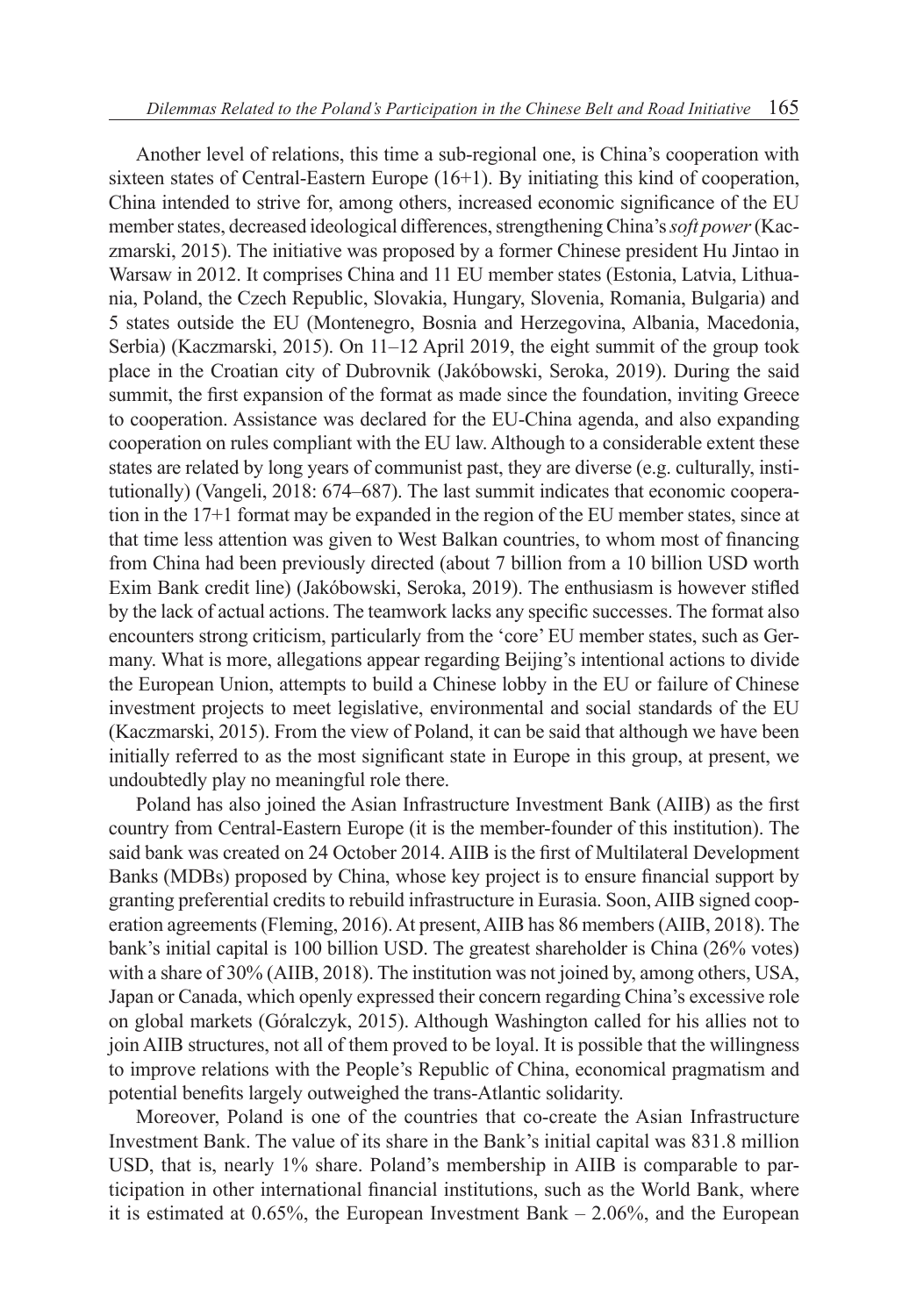Another level of relations, this time a sub-regional one, is China's cooperation with sixteen states of Central-Eastern Europe (16+1). By initiating this kind of cooperation, China intended to strive for, among others, increased economic significance of the EU member states, decreased ideological differences, strengthening China's *soft power* (Kaczmarski, 2015). The initiative was proposed by a former Chinese president Hu Jintao in Warsaw in 2012. It comprises China and 11 EU member states (Estonia, Latvia, Lithuania, Poland, the Czech Republic, Slovakia, Hungary, Slovenia, Romania, Bulgaria) and 5 states outside the EU (Montenegro, Bosnia and Herzegovina, Albania, Macedonia, Serbia) (Kaczmarski, 2015). On 11–12 April 2019, the eight summit of the group took place in the Croatian city of Dubrovnik (Jakóbowski, Seroka, 2019). During the said summit, the first expansion of the format as made since the foundation, inviting Greece to cooperation. Assistance was declared for the EU-China agenda, and also expanding cooperation on rules compliant with the EU law. Although to a considerable extent these states are related by long years of communist past, they are diverse (e.g. culturally, institutionally) (Vangeli, 2018: 674–687). The last summit indicates that economic cooperation in the 17+1 format may be expanded in the region of the EU member states, since at that time less attention was given to West Balkan countries, to whom most of financing from China had been previously directed (about 7 billion from a 10 billion USD worth Exim Bank credit line) (Jakóbowski, Seroka, 2019). The enthusiasm is however stifled by the lack of actual actions. The teamwork lacks any specific successes. The format also encounters strong criticism, particularly from the 'core' EU member states, such as Germany. What is more, allegations appear regarding Beijing's intentional actions to divide the European Union, attempts to build a Chinese lobby in the EU or failure of Chinese investment projects to meet legislative, environmental and social standards of the EU (Kaczmarski, 2015). From the view of Poland, it can be said that although we have been initially referred to as the most significant state in Europe in this group, at present, we undoubtedly play no meaningful role there.

Poland has also joined the Asian Infrastructure Investment Bank (AIIB) as the first country from Central-Eastern Europe (it is the member-founder of this institution). The said bank was created on 24 October 2014. AIIB is the first of Multilateral Development Banks (MDBs) proposed by China, whose key project is to ensure financial support by granting preferential credits to rebuild infrastructure in Eurasia. Soon, AIIB signed cooperation agreements (Fleming, 2016). At present, AIIB has 86 members (AIIB, 2018). The bank's initial capital is 100 billion USD. The greatest shareholder is China (26% votes) with a share of 30% (AIIB, 2018). The institution was not joined by, among others, USA, Japan or Canada, which openly expressed their concern regarding China's excessive role on global markets (Góralczyk, 2015). Although Washington called for his allies not to join AIIB structures, not all of them proved to be loyal. It is possible that the willingness to improve relations with the People's Republic of China, economical pragmatism and potential benefits largely outweighed the trans-Atlantic solidarity.

Moreover, Poland is one of the countries that co-create the Asian Infrastructure Investment Bank. The value of its share in the Bank's initial capital was 831.8 million USD, that is, nearly 1% share. Poland's membership in AIIB is comparable to participation in other international financial institutions, such as the World Bank, where it is estimated at 0.65%, the European Investment Bank – 2.06%, and the European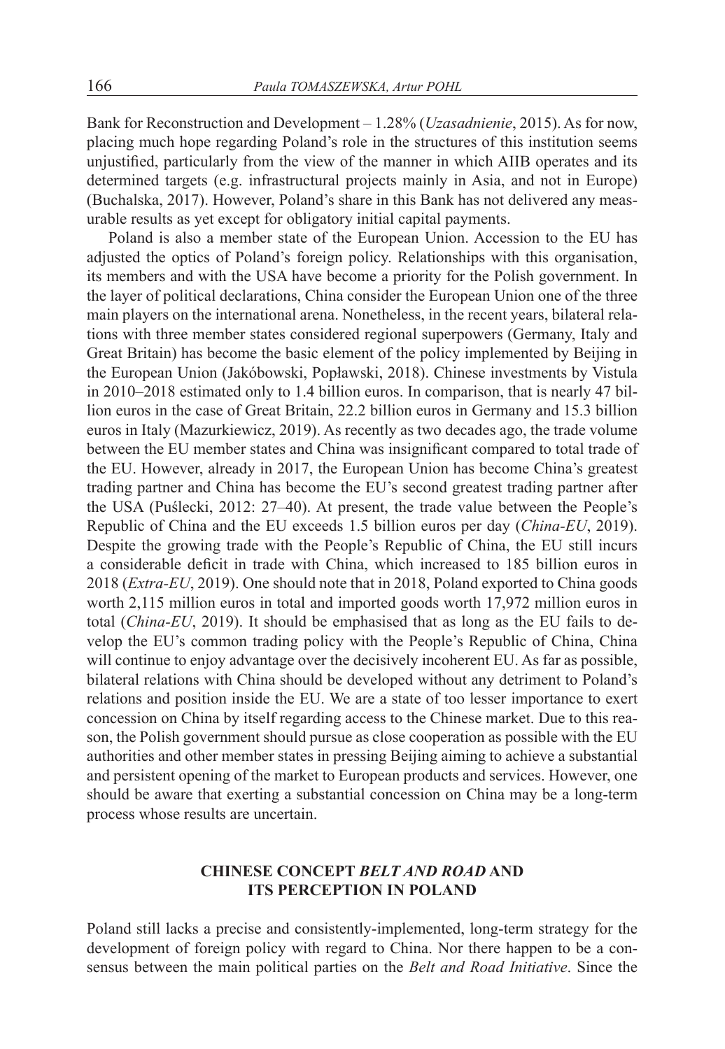Bank for Reconstruction and Development – 1.28% (*Uzasadnienie*, 2015). As for now, placing much hope regarding Poland's role in the structures of this institution seems unjustified, particularly from the view of the manner in which AIIB operates and its determined targets (e.g. infrastructural projects mainly in Asia, and not in Europe) (Buchalska, 2017). However, Poland's share in this Bank has not delivered any measurable results as yet except for obligatory initial capital payments.

Poland is also a member state of the European Union. Accession to the EU has adjusted the optics of Poland's foreign policy. Relationships with this organisation, its members and with the USA have become a priority for the Polish government. In the layer of political declarations, China consider the European Union one of the three main players on the international arena. Nonetheless, in the recent years, bilateral relations with three member states considered regional superpowers (Germany, Italy and Great Britain) has become the basic element of the policy implemented by Beijing in the European Union (Jakóbowski, Popławski, 2018). Chinese investments by Vistula in 2010–2018 estimated only to 1.4 billion euros. In comparison, that is nearly 47 billion euros in the case of Great Britain, 22.2 billion euros in Germany and 15.3 billion euros in Italy (Mazurkiewicz, 2019). As recently as two decades ago, the trade volume between the EU member states and China was insignificant compared to total trade of the EU. However, already in 2017, the European Union has become China's greatest trading partner and China has become the EU's second greatest trading partner after the USA (Puślecki, 2012: 27–40). At present, the trade value between the People's Republic of China and the EU exceeds 1.5 billion euros per day (*China-EU*, 2019). Despite the growing trade with the People's Republic of China, the EU still incurs a considerable deficit in trade with China, which increased to 185 billion euros in 2018 (*Extra-EU*, 2019). One should note that in 2018, Poland exported to China goods worth 2,115 million euros in total and imported goods worth 17,972 million euros in total (*China-EU*, 2019). It should be emphasised that as long as the EU fails to develop the EU's common trading policy with the People's Republic of China, China will continue to enjoy advantage over the decisively incoherent EU. As far as possible, bilateral relations with China should be developed without any detriment to Poland's relations and position inside the EU. We are a state of too lesser importance to exert concession on China by itself regarding access to the Chinese market. Due to this reason, the Polish government should pursue as close cooperation as possible with the EU authorities and other member states in pressing Beijing aiming to achieve a substantial and persistent opening of the market to European products and services. However, one should be aware that exerting a substantial concession on China may be a long-term process whose results are uncertain.

## CHINESE CONCEPT *BELT AND ROAD* AND ITS PERCEPTION IN POLAND

Poland still lacks a precise and consistently-implemented, long-term strategy for the development of foreign policy with regard to China. Nor there happen to be a consensus between the main political parties on the *Belt and Road Initiative*. Since the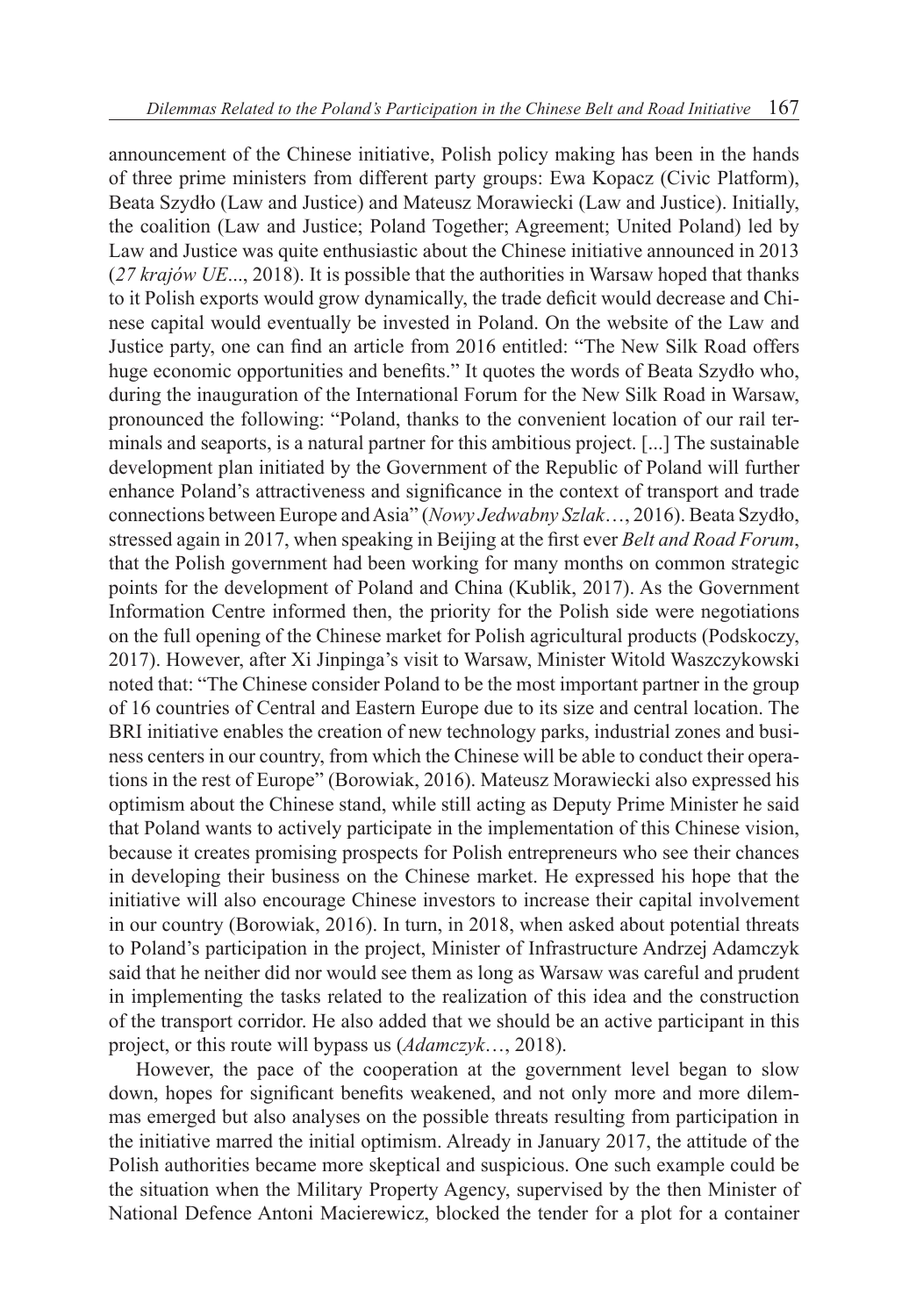announcement of the Chinese initiative, Polish policy making has been in the hands of three prime ministers from different party groups: Ewa Kopacz (Civic Platform), Beata Szydło (Law and Justice) and Mateusz Morawiecki (Law and Justice). Initially, the coalition (Law and Justice; Poland Together; Agreement; United Poland) led by Law and Justice was quite enthusiastic about the Chinese initiative announced in 2013 (*27 krajów UE*..., 2018). It is possible that the authorities in Warsaw hoped that thanks to it Polish exports would grow dynamically, the trade deficit would decrease and Chinese capital would eventually be invested in Poland. On the website of the Law and Justice party, one can find an article from 2016 entitled: "The New Silk Road offers huge economic opportunities and benefits." It quotes the words of Beata Szydło who, during the inauguration of the International Forum for the New Silk Road in Warsaw, pronounced the following: "Poland, thanks to the convenient location of our rail terminals and seaports, is a natural partner for this ambitious project. [...] The sustainable development plan initiated by the Government of the Republic of Poland will further enhance Poland's attractiveness and significance in the context of transport and trade connections between Europe and Asia" (*Nowy Jedwabny Szlak*…, 2016). Beata Szydło, stressed again in 2017, when speaking in Beijing at the first ever *Belt and Road Forum*, that the Polish government had been working for many months on common strategic points for the development of Poland and China (Kublik, 2017). As the Government Information Centre informed then, the priority for the Polish side were negotiations on the full opening of the Chinese market for Polish agricultural products (Podskoczy, 2017). However, after Xi Jinpinga's visit to Warsaw, Minister Witold Waszczykowski noted that: "The Chinese consider Poland to be the most important partner in the group of 16 countries of Central and Eastern Europe due to its size and central location. The BRI initiative enables the creation of new technology parks, industrial zones and business centers in our country, from which the Chinese will be able to conduct their operations in the rest of Europe" (Borowiak, 2016). Mateusz Morawiecki also expressed his optimism about the Chinese stand, while still acting as Deputy Prime Minister he said that Poland wants to actively participate in the implementation of this Chinese vision, because it creates promising prospects for Polish entrepreneurs who see their chances in developing their business on the Chinese market. He expressed his hope that the initiative will also encourage Chinese investors to increase their capital involvement in our country (Borowiak, 2016). In turn, in 2018, when asked about potential threats to Poland's participation in the project, Minister of Infrastructure Andrzej Adamczyk said that he neither did nor would see them as long as Warsaw was careful and prudent in implementing the tasks related to the realization of this idea and the construction of the transport corridor. He also added that we should be an active participant in this project, or this route will bypass us (*Adamczyk*…, 2018).

However, the pace of the cooperation at the government level began to slow down, hopes for significant benefits weakened, and not only more and more dilemmas emerged but also analyses on the possible threats resulting from participation in the initiative marred the initial optimism. Already in January 2017, the attitude of the Polish authorities became more skeptical and suspicious. One such example could be the situation when the Military Property Agency, supervised by the then Minister of National Defence Antoni Macierewicz, blocked the tender for a plot for a container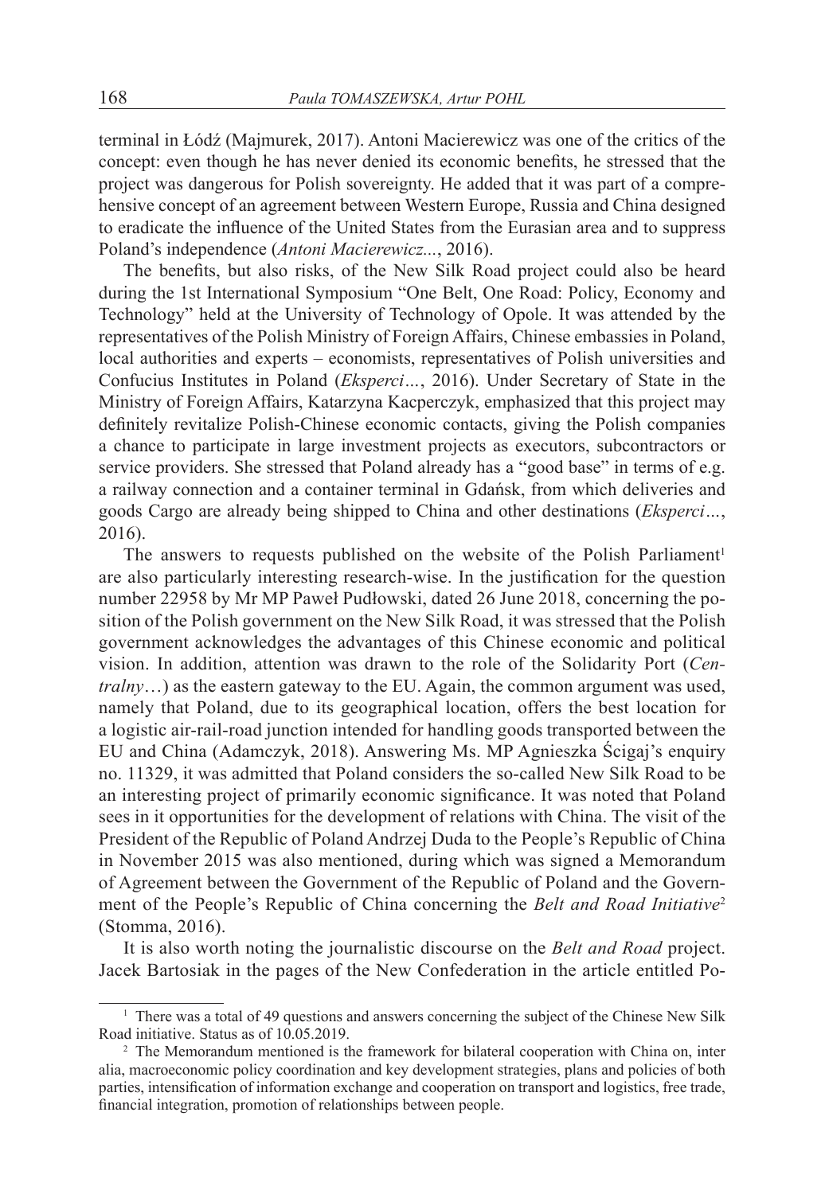terminal in Łódź (Majmurek, 2017). Antoni Macierewicz was one of the critics of the concept: even though he has never denied its economic benefits, he stressed that the project was dangerous for Polish sovereignty. He added that it was part of a comprehensive concept of an agreement between Western Europe, Russia and China designed to eradicate the influence of the United States from the Eurasian area and to suppress Poland's independence (*Antoni Macierewicz...*, 2016).

The benefits, but also risks, of the New Silk Road project could also be heard during the 1st International Symposium "One Belt, One Road: Policy, Economy and Technology" held at the University of Technology of Opole. It was attended by the representatives of the Polish Ministry of Foreign Affairs, Chinese embassies in Poland, local authorities and experts – economists, representatives of Polish universities and Confucius Institutes in Poland (*Eksperci…*, 2016). Under Secretary of State in the Ministry of Foreign Affairs, Katarzyna Kacperczyk, emphasized that this project may definitely revitalize Polish-Chinese economic contacts, giving the Polish companies a chance to participate in large investment projects as executors, subcontractors or service providers. She stressed that Poland already has a "good base" in terms of e.g. a railway connection and a container terminal in Gdańsk, from which deliveries and goods Cargo are already being shipped to China and other destinations (*Eksperci…*, 2016).

The answers to requests published on the website of the Polish Parliament[1] are also particularly interesting research-wise. In the justification for the question number 22958 by Mr MP Paweł Pudłowski, dated 26 June 2018, concerning the position of the Polish government on the New Silk Road, it was stressed that the Polish government acknowledges the advantages of this Chinese economic and political vision. In addition, attention was drawn to the role of the Solidarity Port (*Centralny*…) as the eastern gateway to the EU. Again, the common argument was used, namely that Poland, due to its geographical location, offers the best location for a logistic air-rail-road junction intended for handling goods transported between the EU and China (Adamczyk, 2018). Answering Ms. MP Agnieszka Ścigaj's enquiry no. 11329, it was admitted that Poland considers the so-called New Silk Road to be an interesting project of primarily economic significance. It was noted that Poland sees in it opportunities for the development of relations with China. The visit of the President of the Republic of Poland Andrzej Duda to the People's Republic of China in November 2015 was also mentioned, during which was signed a Memorandum of Agreement between the Government of the Republic of Poland and the Government of the People's Republic of China concerning the *Belt and Road Initiative*[2] (Stomma, 2016).

It is also worth noting the journalistic discourse on the *Belt and Road* project. Jacek Bartosiak in the pages of the New Confederation in the article entitled Po-

---

[1] There was a total of 49 questions and answers concerning the subject of the Chinese New Silk Road initiative. Status as of 10.05.2019.

[2] The Memorandum mentioned is the framework for bilateral cooperation with China on, inter alia, macroeconomic policy coordination and key development strategies, plans and policies of both parties, intensification of information exchange and cooperation on transport and logistics, free trade, financial integration, promotion of relationships between people.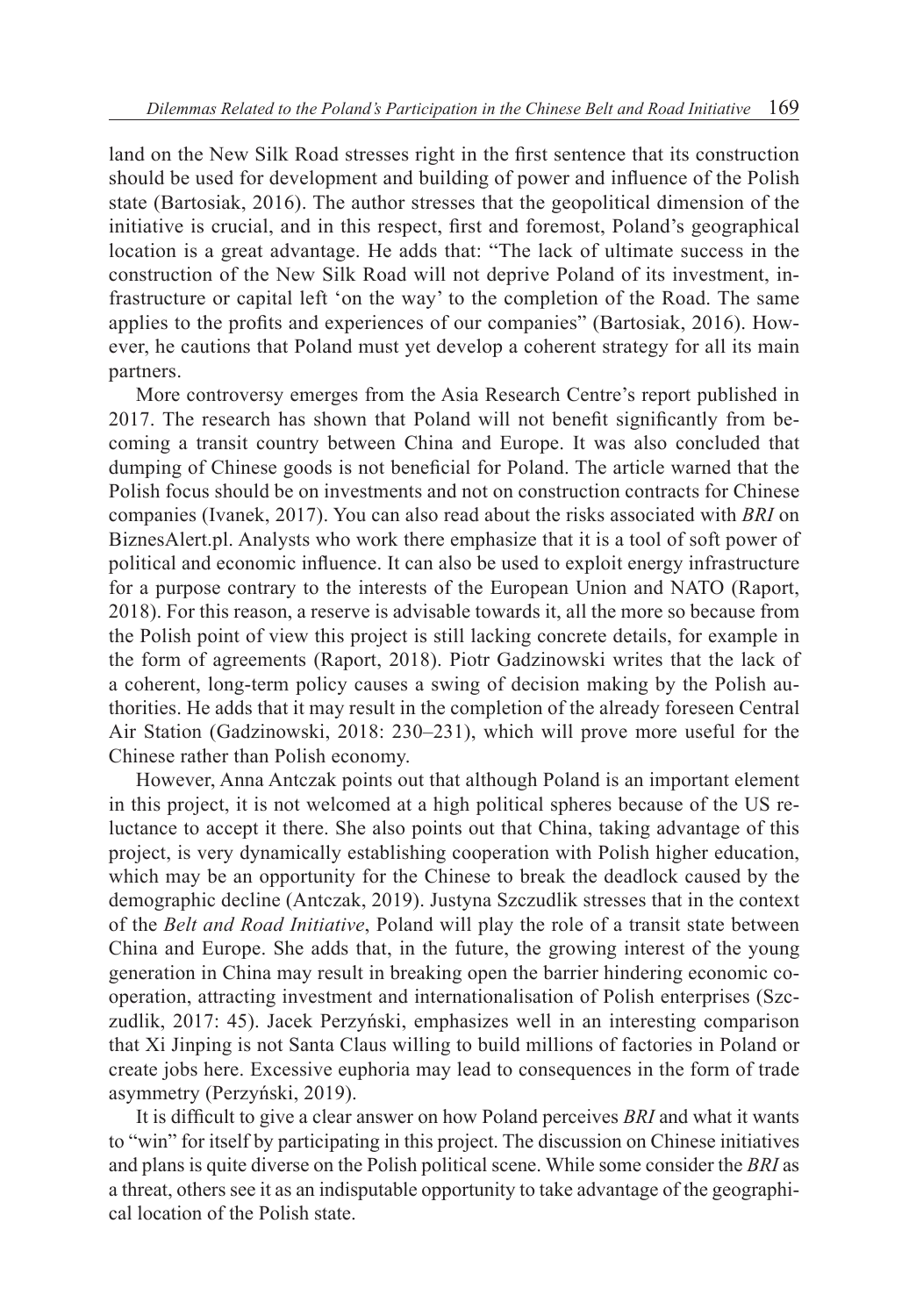land on the New Silk Road stresses right in the first sentence that its construction should be used for development and building of power and influence of the Polish state (Bartosiak, 2016). The author stresses that the geopolitical dimension of the initiative is crucial, and in this respect, first and foremost, Poland's geographical location is a great advantage. He adds that: "The lack of ultimate success in the construction of the New Silk Road will not deprive Poland of its investment, infrastructure or capital left 'on the way' to the completion of the Road. The same applies to the profits and experiences of our companies" (Bartosiak, 2016). However, he cautions that Poland must yet develop a coherent strategy for all its main partners.

More controversy emerges from the Asia Research Centre's report published in 2017. The research has shown that Poland will not benefit significantly from becoming a transit country between China and Europe. It was also concluded that dumping of Chinese goods is not beneficial for Poland. The article warned that the Polish focus should be on investments and not on construction contracts for Chinese companies (Ivanek, 2017). You can also read about the risks associated with *BRI* on BiznesAlert.pl. Analysts who work there emphasize that it is a tool of soft power of political and economic influence. It can also be used to exploit energy infrastructure for a purpose contrary to the interests of the European Union and NATO (Raport, 2018). For this reason, a reserve is advisable towards it, all the more so because from the Polish point of view this project is still lacking concrete details, for example in the form of agreements (Raport, 2018). Piotr Gadzinowski writes that the lack of a coherent, long-term policy causes a swing of decision making by the Polish authorities. He adds that it may result in the completion of the already foreseen Central Air Station (Gadzinowski, 2018: 230–231), which will prove more useful for the Chinese rather than Polish economy.

However, Anna Antczak points out that although Poland is an important element in this project, it is not welcomed at a high political spheres because of the US reluctance to accept it there. She also points out that China, taking advantage of this project, is very dynamically establishing cooperation with Polish higher education, which may be an opportunity for the Chinese to break the deadlock caused by the demographic decline (Antczak, 2019). Justyna Szczudlik stresses that in the context of the *Belt and Road Initiative*, Poland will play the role of a transit state between China and Europe. She adds that, in the future, the growing interest of the young generation in China may result in breaking open the barrier hindering economic cooperation, attracting investment and internationalisation of Polish enterprises (Szczudlik, 2017: 45). Jacek Perzyński, emphasizes well in an interesting comparison that Xi Jinping is not Santa Claus willing to build millions of factories in Poland or create jobs here. Excessive euphoria may lead to consequences in the form of trade asymmetry (Perzyński, 2019).

It is difficult to give a clear answer on how Poland perceives *BRI* and what it wants to "win" for itself by participating in this project. The discussion on Chinese initiatives and plans is quite diverse on the Polish political scene. While some consider the *BRI* as a threat, others see it as an indisputable opportunity to take advantage of the geographical location of the Polish state.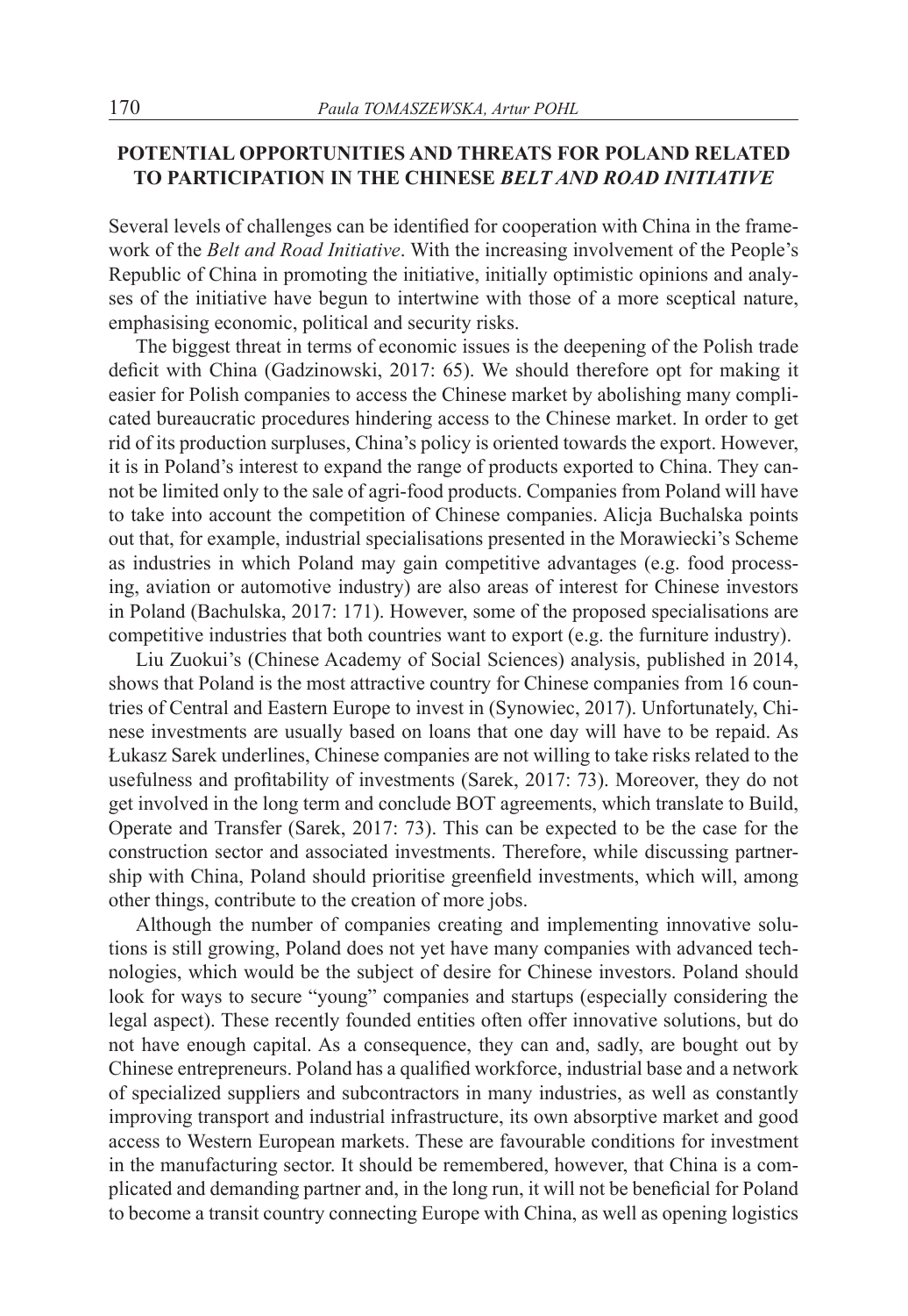## POTENTIAL OPPORTUNITIES AND THREATS FOR POLAND RELATED TO PARTICIPATION IN THE CHINESE *BELT AND ROAD INITIATIVE*

Several levels of challenges can be identified for cooperation with China in the framework of the *Belt and Road Initiative*. With the increasing involvement of the People's Republic of China in promoting the initiative, initially optimistic opinions and analyses of the initiative have begun to intertwine with those of a more sceptical nature, emphasising economic, political and security risks.

The biggest threat in terms of economic issues is the deepening of the Polish trade deficit with China (Gadzinowski, 2017: 65). We should therefore opt for making it easier for Polish companies to access the Chinese market by abolishing many complicated bureaucratic procedures hindering access to the Chinese market. In order to get rid of its production surpluses, China's policy is oriented towards the export. However, it is in Poland's interest to expand the range of products exported to China. They cannot be limited only to the sale of agri-food products. Companies from Poland will have to take into account the competition of Chinese companies. Alicja Buchalska points out that, for example, industrial specialisations presented in the Morawiecki's Scheme as industries in which Poland may gain competitive advantages (e.g. food processing, aviation or automotive industry) are also areas of interest for Chinese investors in Poland (Bachulska, 2017: 171). However, some of the proposed specialisations are competitive industries that both countries want to export (e.g. the furniture industry).

Liu Zuokui's (Chinese Academy of Social Sciences) analysis, published in 2014, shows that Poland is the most attractive country for Chinese companies from 16 countries of Central and Eastern Europe to invest in (Synowiec, 2017). Unfortunately, Chinese investments are usually based on loans that one day will have to be repaid. As Łukasz Sarek underlines, Chinese companies are not willing to take risks related to the usefulness and profitability of investments (Sarek, 2017: 73). Moreover, they do not get involved in the long term and conclude BOT agreements, which translate to Build, Operate and Transfer (Sarek, 2017: 73). This can be expected to be the case for the construction sector and associated investments. Therefore, while discussing partnership with China, Poland should prioritise greenfield investments, which will, among other things, contribute to the creation of more jobs.

Although the number of companies creating and implementing innovative solutions is still growing, Poland does not yet have many companies with advanced technologies, which would be the subject of desire for Chinese investors. Poland should look for ways to secure "young" companies and startups (especially considering the legal aspect). These recently founded entities often offer innovative solutions, but do not have enough capital. As a consequence, they can and, sadly, are bought out by Chinese entrepreneurs. Poland has a qualified workforce, industrial base and a network of specialized suppliers and subcontractors in many industries, as well as constantly improving transport and industrial infrastructure, its own absorptive market and good access to Western European markets. These are favourable conditions for investment in the manufacturing sector. It should be remembered, however, that China is a complicated and demanding partner and, in the long run, it will not be beneficial for Poland to become a transit country connecting Europe with China, as well as opening logistics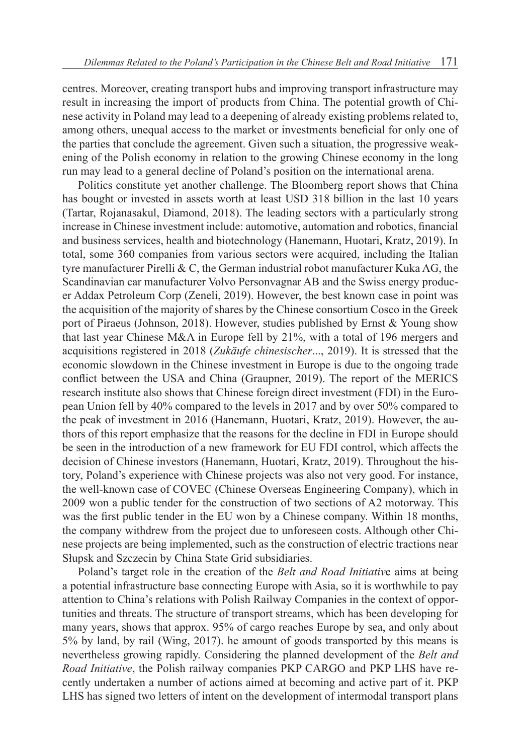centres. Moreover, creating transport hubs and improving transport infrastructure may result in increasing the import of products from China. The potential growth of Chinese activity in Poland may lead to a deepening of already existing problems related to, among others, unequal access to the market or investments beneficial for only one of the parties that conclude the agreement. Given such a situation, the progressive weakening of the Polish economy in relation to the growing Chinese economy in the long run may lead to a general decline of Poland's position on the international arena.

Politics constitute yet another challenge. The Bloomberg report shows that China has bought or invested in assets worth at least USD 318 billion in the last 10 years (Tartar, Rojanasakul, Diamond, 2018). The leading sectors with a particularly strong increase in Chinese investment include: automotive, automation and robotics, financial and business services, health and biotechnology (Hanemann, Huotari, Kratz, 2019). In total, some 360 companies from various sectors were acquired, including the Italian tyre manufacturer Pirelli & C, the German industrial robot manufacturer Kuka AG, the Scandinavian car manufacturer Volvo Personvagnar AB and the Swiss energy producer Addax Petroleum Corp (Zeneli, 2019). However, the best known case in point was the acquisition of the majority of shares by the Chinese consortium Cosco in the Greek port of Piraeus (Johnson, 2018). However, studies published by Ernst & Young show that last year Chinese M&A in Europe fell by 21%, with a total of 196 mergers and acquisitions registered in 2018 (*Zukäufe chinesischer*..., 2019). It is stressed that the economic slowdown in the Chinese investment in Europe is due to the ongoing trade conflict between the USA and China (Graupner, 2019). The report of the MERICS research institute also shows that Chinese foreign direct investment (FDI) in the European Union fell by 40% compared to the levels in 2017 and by over 50% compared to the peak of investment in 2016 (Hanemann, Huotari, Kratz, 2019). However, the authors of this report emphasize that the reasons for the decline in FDI in Europe should be seen in the introduction of a new framework for EU FDI control, which affects the decision of Chinese investors (Hanemann, Huotari, Kratz, 2019). Throughout the history, Poland's experience with Chinese projects was also not very good. For instance, the well-known case of COVEC (Chinese Overseas Engineering Company), which in 2009 won a public tender for the construction of two sections of A2 motorway. This was the first public tender in the EU won by a Chinese company. Within 18 months, the company withdrew from the project due to unforeseen costs. Although other Chinese projects are being implemented, such as the construction of electric tractions near Słupsk and Szczecin by China State Grid subsidiaries.

Poland's target role in the creation of the *Belt and Road Initiative* aims at being a potential infrastructure base connecting Europe with Asia, so it is worthwhile to pay attention to China's relations with Polish Railway Companies in the context of opportunities and threats. The structure of transport streams, which has been developing for many years, shows that approx. 95% of cargo reaches Europe by sea, and only about 5% by land, by rail (Wing, 2017). he amount of goods transported by this means is nevertheless growing rapidly. Considering the planned development of the *Belt and Road Initiative*, the Polish railway companies PKP CARGO and PKP LHS have recently undertaken a number of actions aimed at becoming and active part of it. PKP LHS has signed two letters of intent on the development of intermodal transport plans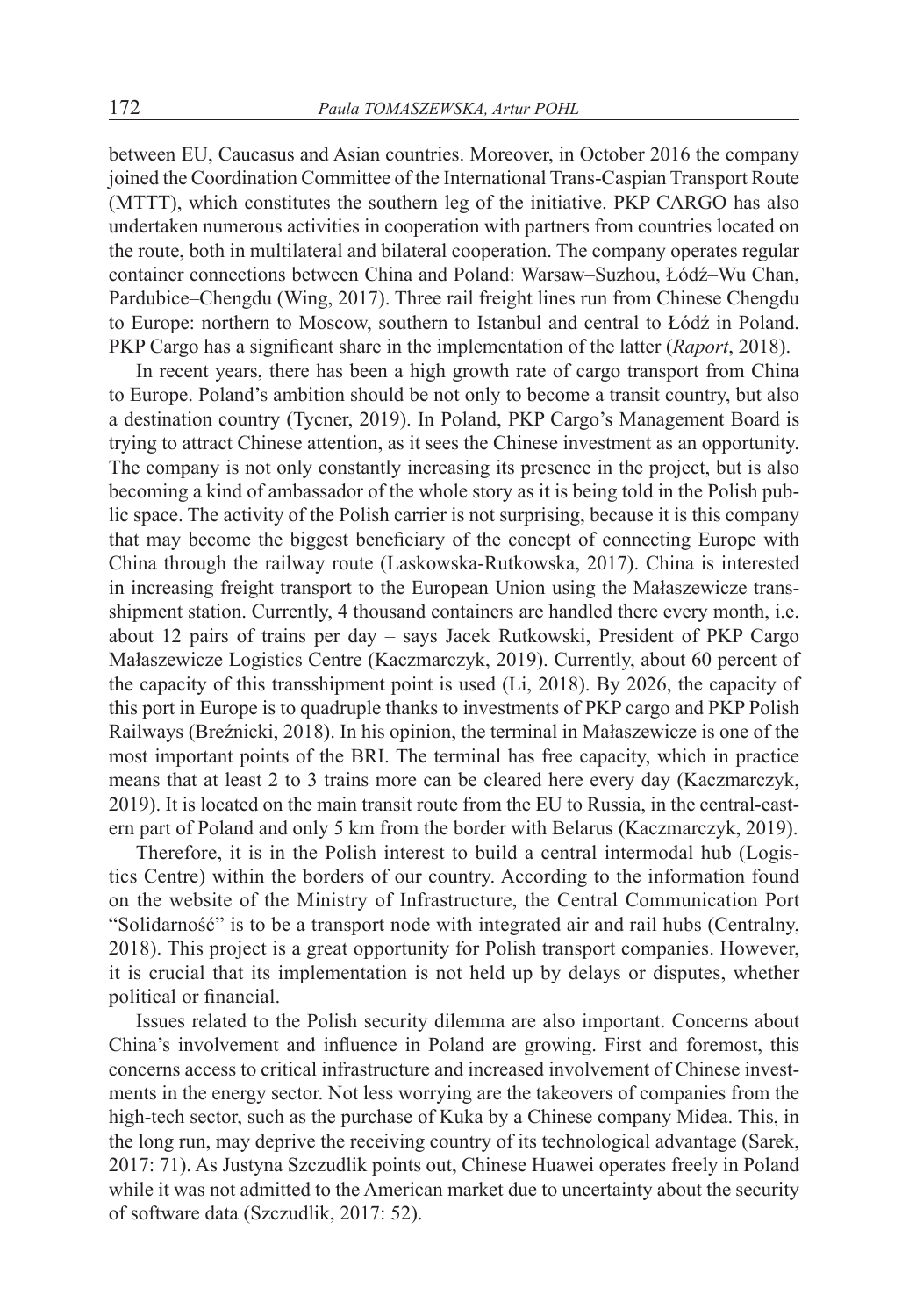between EU, Caucasus and Asian countries. Moreover, in October 2016 the company joined the Coordination Committee of the International Trans-Caspian Transport Route (MTTT), which constitutes the southern leg of the initiative. PKP CARGO has also undertaken numerous activities in cooperation with partners from countries located on the route, both in multilateral and bilateral cooperation. The company operates regular container connections between China and Poland: Warsaw–Suzhou, Łódź–Wu Chan, Pardubice–Chengdu (Wing, 2017). Three rail freight lines run from Chinese Chengdu to Europe: northern to Moscow, southern to Istanbul and central to Łódź in Poland. PKP Cargo has a significant share in the implementation of the latter (*Raport*, 2018).

In recent years, there has been a high growth rate of cargo transport from China to Europe. Poland's ambition should be not only to become a transit country, but also a destination country (Tycner, 2019). In Poland, PKP Cargo's Management Board is trying to attract Chinese attention, as it sees the Chinese investment as an opportunity. The company is not only constantly increasing its presence in the project, but is also becoming a kind of ambassador of the whole story as it is being told in the Polish public space. The activity of the Polish carrier is not surprising, because it is this company that may become the biggest beneficiary of the concept of connecting Europe with China through the railway route (Laskowska-Rutkowska, 2017). China is interested in increasing freight transport to the European Union using the Małaszewicze transshipment station. Currently, 4 thousand containers are handled there every month, i.e. about 12 pairs of trains per day – says Jacek Rutkowski, President of PKP Cargo Małaszewicze Logistics Centre (Kaczmarczyk, 2019). Currently, about 60 percent of the capacity of this transshipment point is used (Li, 2018). By 2026, the capacity of this port in Europe is to quadruple thanks to investments of PKP cargo and PKP Polish Railways (Breźnicki, 2018). In his opinion, the terminal in Małaszewicze is one of the most important points of the BRI. The terminal has free capacity, which in practice means that at least 2 to 3 trains more can be cleared here every day (Kaczmarczyk, 2019). It is located on the main transit route from the EU to Russia, in the central-eastern part of Poland and only 5 km from the border with Belarus (Kaczmarczyk, 2019).

Therefore, it is in the Polish interest to build a central intermodal hub (Logistics Centre) within the borders of our country. According to the information found on the website of the Ministry of Infrastructure, the Central Communication Port "Solidarność" is to be a transport node with integrated air and rail hubs (Centralny, 2018). This project is a great opportunity for Polish transport companies. However, it is crucial that its implementation is not held up by delays or disputes, whether political or financial.

Issues related to the Polish security dilemma are also important. Concerns about China's involvement and influence in Poland are growing. First and foremost, this concerns access to critical infrastructure and increased involvement of Chinese investments in the energy sector. Not less worrying are the takeovers of companies from the high-tech sector, such as the purchase of Kuka by a Chinese company Midea. This, in the long run, may deprive the receiving country of its technological advantage (Sarek, 2017: 71). As Justyna Szczudlik points out, Chinese Huawei operates freely in Poland while it was not admitted to the American market due to uncertainty about the security of software data (Szczudlik, 2017: 52).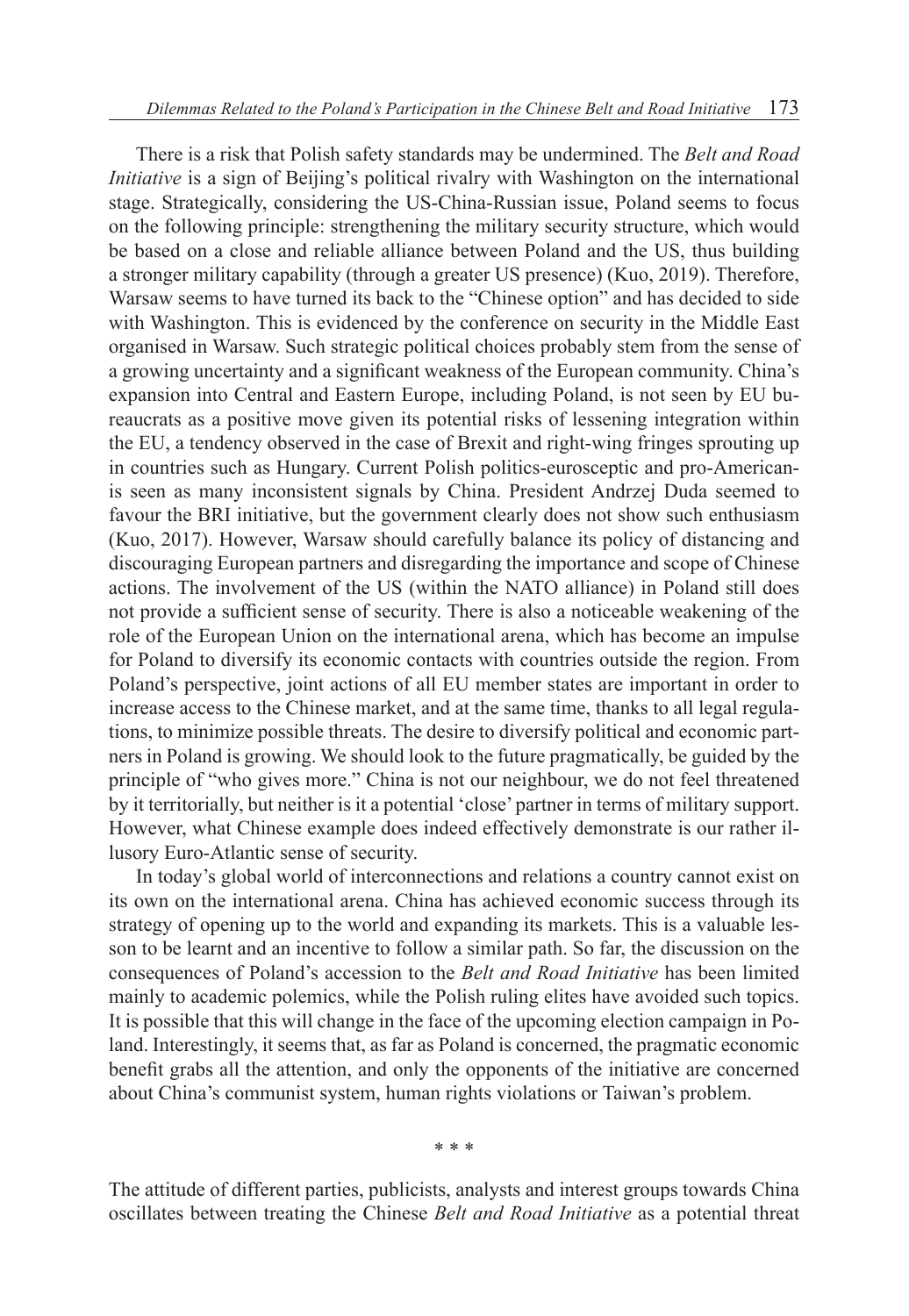There is a risk that Polish safety standards may be undermined. The *Belt and Road Initiative* is a sign of Beijing's political rivalry with Washington on the international stage. Strategically, considering the US-China-Russian issue, Poland seems to focus on the following principle: strengthening the military security structure, which would be based on a close and reliable alliance between Poland and the US, thus building a stronger military capability (through a greater US presence) (Kuo, 2019). Therefore, Warsaw seems to have turned its back to the "Chinese option" and has decided to side with Washington. This is evidenced by the conference on security in the Middle East organised in Warsaw. Such strategic political choices probably stem from the sense of a growing uncertainty and a significant weakness of the European community. China's expansion into Central and Eastern Europe, including Poland, is not seen by EU bureaucrats as a positive move given its potential risks of lessening integration within the EU, a tendency observed in the case of Brexit and right-wing fringes sprouting up in countries such as Hungary. Current Polish politics-eurosceptic and pro-American-is seen as many inconsistent signals by China. President Andrzej Duda seemed to favour the BRI initiative, but the government clearly does not show such enthusiasm (Kuo, 2017). However, Warsaw should carefully balance its policy of distancing and discouraging European partners and disregarding the importance and scope of Chinese actions. The involvement of the US (within the NATO alliance) in Poland still does not provide a sufficient sense of security. There is also a noticeable weakening of the role of the European Union on the international arena, which has become an impulse for Poland to diversify its economic contacts with countries outside the region. From Poland's perspective, joint actions of all EU member states are important in order to increase access to the Chinese market, and at the same time, thanks to all legal regulations, to minimize possible threats. The desire to diversify political and economic partners in Poland is growing. We should look to the future pragmatically, be guided by the principle of "who gives more." China is not our neighbour, we do not feel threatened by it territorially, but neither is it a potential 'close' partner in terms of military support. However, what Chinese example does indeed effectively demonstrate is our rather illusory Euro-Atlantic sense of security.

In today's global world of interconnections and relations a country cannot exist on its own on the international arena. China has achieved economic success through its strategy of opening up to the world and expanding its markets. This is a valuable lesson to be learnt and an incentive to follow a similar path. So far, the discussion on the consequences of Poland's accession to the *Belt and Road Initiative* has been limited mainly to academic polemics, while the Polish ruling elites have avoided such topics. It is possible that this will change in the face of the upcoming election campaign in Poland. Interestingly, it seems that, as far as Poland is concerned, the pragmatic economic benefit grabs all the attention, and only the opponents of the initiative are concerned about China's communist system, human rights violations or Taiwan's problem.

\* \* \*

The attitude of different parties, publicists, analysts and interest groups towards China oscillates between treating the Chinese *Belt and Road Initiative* as a potential threat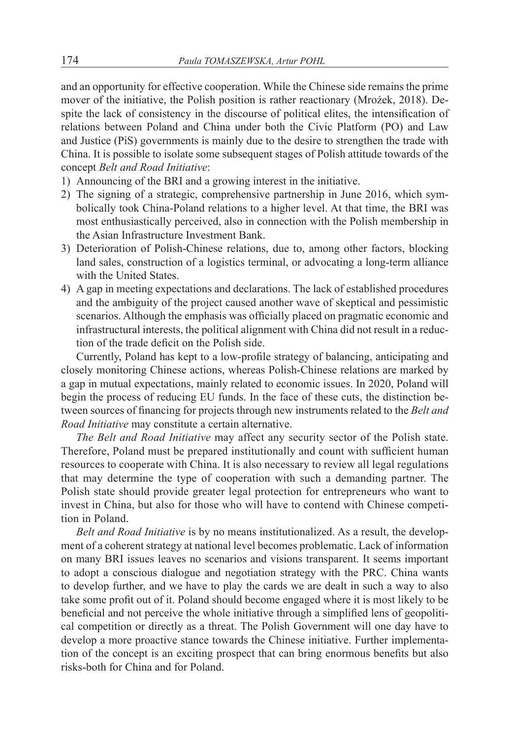and an opportunity for effective cooperation. While the Chinese side remains the prime mover of the initiative, the Polish position is rather reactionary (Mrożek, 2018). Despite the lack of consistency in the discourse of political elites, the intensification of relations between Poland and China under both the Civic Platform (PO) and Law and Justice (PiS) governments is mainly due to the desire to strengthen the trade with China. It is possible to isolate some subsequent stages of Polish attitude towards of the concept *Belt and Road Initiative*:

1) Announcing of the BRI and a growing interest in the initiative.
2) The signing of a strategic, comprehensive partnership in June 2016, which symbolically took China-Poland relations to a higher level. At that time, the BRI was most enthusiastically perceived, also in connection with the Polish membership in the Asian Infrastructure Investment Bank.
3) Deterioration of Polish-Chinese relations, due to, among other factors, blocking land sales, construction of a logistics terminal, or advocating a long-term alliance with the United States.
4) A gap in meeting expectations and declarations. The lack of established procedures and the ambiguity of the project caused another wave of skeptical and pessimistic scenarios. Although the emphasis was officially placed on pragmatic economic and infrastructural interests, the political alignment with China did not result in a reduction of the trade deficit on the Polish side.

Currently, Poland has kept to a low-profile strategy of balancing, anticipating and closely monitoring Chinese actions, whereas Polish-Chinese relations are marked by a gap in mutual expectations, mainly related to economic issues. In 2020, Poland will begin the process of reducing EU funds. In the face of these cuts, the distinction between sources of financing for projects through new instruments related to the *Belt and Road Initiative* may constitute a certain alternative.

*The Belt and Road Initiative* may affect any security sector of the Polish state. Therefore, Poland must be prepared institutionally and count with sufficient human resources to cooperate with China. It is also necessary to review all legal regulations that may determine the type of cooperation with such a demanding partner. The Polish state should provide greater legal protection for entrepreneurs who want to invest in China, but also for those who will have to contend with Chinese competition in Poland.

*Belt and Road Initiative* is by no means institutionalized. As a result, the development of a coherent strategy at national level becomes problematic. Lack of information on many BRI issues leaves no scenarios and visions transparent. It seems important to adopt a conscious dialogue and negotiation strategy with the PRC. China wants to develop further, and we have to play the cards we are dealt in such a way to also take some profit out of it. Poland should become engaged where it is most likely to be beneficial and not perceive the whole initiative through a simplified lens of geopolitical competition or directly as a threat. The Polish Government will one day have to develop a more proactive stance towards the Chinese initiative. Further implementation of the concept is an exciting prospect that can bring enormous benefits but also risks-both for China and for Poland.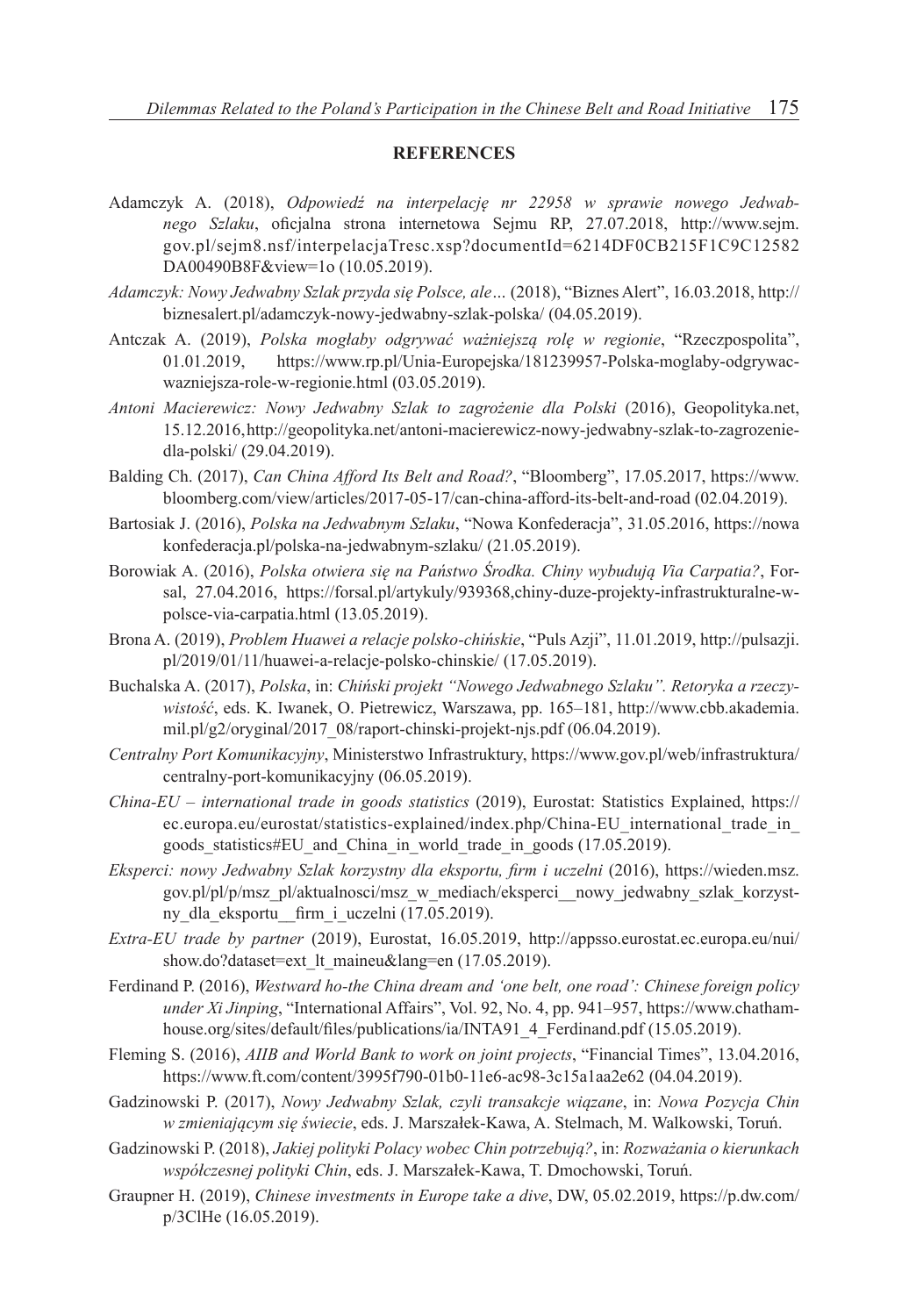**REFERENCES**

Adamczyk A. (2018), *Odpowiedź na interpelację nr 22958 w sprawie nowego Jedwabnego Szlaku*, oficjalna strona internetowa Sejmu RP, 27.07.2018, http://www.sejm.gov.pl/sejm8.nsf/interpelacjaTresc.xsp?documentId=6214DF0CB215F1C9C12582DA00490B8F&view=1o (10.05.2019).

*Adamczyk: Nowy Jedwabny Szlak przyda się Polsce, ale…* (2018), "Biznes Alert", 16.03.2018, http://biznesalert.pl/adamczyk-nowy-jedwabny-szlak-polska/ (04.05.2019).

Antczak A. (2019), *Polska mogłaby odgrywać ważniejszą rolę w regionie*, "Rzeczpospolita", 01.01.2019, https://www.rp.pl/Unia-Europejska/181239957-Polska-moglaby-odgrywac-wazniejsza-role-w-regionie.html (03.05.2019).

*Antoni Macierewicz: Nowy Jedwabny Szlak to zagrożenie dla Polski* (2016), Geopolityka.net, 15.12.2016, http://geopolityka.net/antoni-macierewicz-nowy-jedwabny-szlak-to-zagrozenie-dla-polski/ (29.04.2019).

Balding Ch. (2017), *Can China Afford Its Belt and Road?*, "Bloomberg", 17.05.2017, https://www.bloomberg.com/view/articles/2017-05-17/can-china-afford-its-belt-and-road (02.04.2019).

Bartosiak J. (2016), *Polska na Jedwabnym Szlaku*, "Nowa Konfederacja", 31.05.2016, https://nowakonfederacja.pl/polska-na-jedwabnym-szlaku/ (21.05.2019).

Borowiak A. (2016), *Polska otwiera się na Państwo Środka. Chiny wybudują Via Carpatia?*, Forsal, 27.04.2016, https://forsal.pl/artykuly/939368,chiny-duze-projekty-infrastrukturalne-w-polsce-via-carpatia.html (13.05.2019).

Brona A. (2019), *Problem Huawei a relacje polsko-chińskie*, "Puls Azji", 11.01.2019, http://pulsazji.pl/2019/01/11/huawei-a-relacje-polsko-chinskie/ (17.05.2019).

Buchalska A. (2017), *Polska*, in: *Chiński projekt "Nowego Jedwabnego Szlaku". Retoryka a rzeczywistość*, eds. K. Iwanek, O. Pietrewicz, Warszawa, pp. 165–181, http://www.cbb.akademia.mil.pl/g2/oryginal/2017_08/raport-chinski-projekt-njs.pdf (06.04.2019).

*Centralny Port Komunikacyjny*, Ministerstwo Infrastruktury, https://www.gov.pl/web/infrastruktura/centralny-port-komunikacyjny (06.05.2019).

*China-EU – international trade in goods statistics* (2019), Eurostat: Statistics Explained, https://ec.europa.eu/eurostat/statistics-explained/index.php/China-EU_international_trade_in_goods_statistics#EU_and_China_in_world_trade_in_goods (17.05.2019).

*Eksperci: nowy Jedwabny Szlak korzystny dla eksportu, firm i uczelni* (2016), https://wieden.msz.gov.pl/pl/p/msz_pl/aktualnosci/msz_w_mediach/eksperci__nowy_jedwabny_szlak_korzystny_dla_eksportu__firm_i_uczelni (17.05.2019).

*Extra-EU trade by partner* (2019), Eurostat, 16.05.2019, http://appsso.eurostat.ec.europa.eu/nui/show.do?dataset=ext_lt_maineu&lang=en (17.05.2019).

Ferdinand P. (2016), *Westward ho-the China dream and 'one belt, one road': Chinese foreign policy under Xi Jinping*, "International Affairs", Vol. 92, No. 4, pp. 941–957, https://www.chathamhouse.org/sites/default/files/publications/ia/INTA91_4_Ferdinand.pdf (15.05.2019).

Fleming S. (2016), *AIIB and World Bank to work on joint projects*, "Financial Times", 13.04.2016, https://www.ft.com/content/3995f790-01b0-11e6-ac98-3c15a1aa2e62 (04.04.2019).

Gadzinowski P. (2017), *Nowy Jedwabny Szlak, czyli transakcje wiązane*, in: *Nowa Pozycja Chin w zmieniającym się świecie*, eds. J. Marszałek-Kawa, A. Stelmach, M. Walkowski, Toruń.

Gadzinowski P. (2018), *Jakiej polityki Polacy wobec Chin potrzebują?*, in: *Rozważania o kierunkach współczesnej polityki Chin*, eds. J. Marszałek-Kawa, T. Dmochowski, Toruń.

Graupner H. (2019), *Chinese investments in Europe take a dive*, DW, 05.02.2019, https://p.dw.com/p/3ClHe (16.05.2019).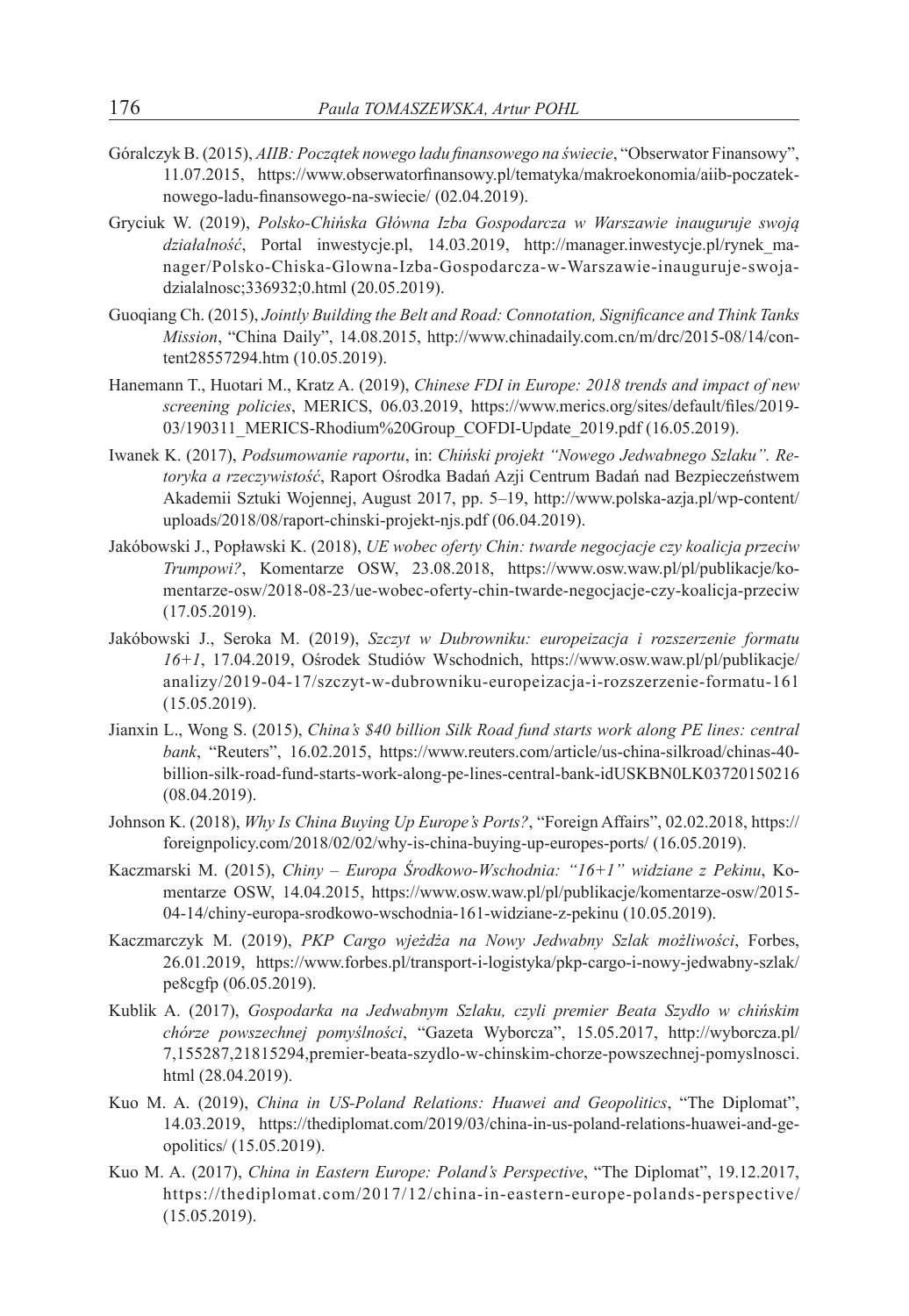Góralczyk B. (2015), *AIIB: Początek nowego ładu finansowego na świecie*, "Obserwator Finansowy", 11.07.2015, https://www.obserwatorfinansowy.pl/tematyka/makroekonomia/aiib-poczatek-nowego-ladu-finansowego-na-swiecie/ (02.04.2019).

Gryciuk W. (2019), *Polsko-Chińska Główna Izba Gospodarcza w Warszawie inauguruje swoją działalność*, Portal inwestycje.pl, 14.03.2019, http://manager.inwestycje.pl/rynek_manager/Polsko-Chiska-Glowna-Izba-Gospodarcza-w-Warszawie-inauguruje-swoja-dzialalnosc;336932;0.html (20.05.2019).

Guoqiang Ch. (2015), *Jointly Building the Belt and Road: Connotation, Significance and Think Tanks Mission*, "China Daily", 14.08.2015, http://www.chinadaily.com.cn/m/drc/2015-08/14/content28557294.htm (10.05.2019).

Hanemann T., Huotari M., Kratz A. (2019), *Chinese FDI in Europe: 2018 trends and impact of new screening policies*, MERICS, 06.03.2019, https://www.merics.org/sites/default/files/2019-03/190311_MERICS-Rhodium%20Group_COFDI-Update_2019.pdf (16.05.2019).

Iwanek K. (2017), *Podsumowanie raportu*, in: *Chiński projekt "Nowego Jedwabnego Szlaku". Retoryka a rzeczywistość*, Raport Ośrodka Badań Azji Centrum Badań nad Bezpieczeństwem Akademii Sztuki Wojennej, August 2017, pp. 5–19, http://www.polska-azja.pl/wp-content/uploads/2018/08/raport-chinski-projekt-njs.pdf (06.04.2019).

Jakóbowski J., Popławski K. (2018), *UE wobec oferty Chin: twarde negocjacje czy koalicja przeciw Trumpowi?*, Komentarze OSW, 23.08.2018, https://www.osw.waw.pl/pl/publikacje/komentarze-osw/2018-08-23/ue-wobec-oferty-chin-twarde-negocjacje-czy-koalicja-przeciw (17.05.2019).

Jakóbowski J., Seroka M. (2019), *Szczyt w Dubrowniku: europeizacja i rozszerzenie formatu 16+1*, 17.04.2019, Ośrodek Studiów Wschodnich, https://www.osw.waw.pl/pl/publikacje/analizy/2019-04-17/szczyt-w-dubrowniku-europeizacja-i-rozszerzenie-formatu-161 (15.05.2019).

Jianxin L., Wong S. (2015), *China's $40 billion Silk Road fund starts work along PE lines: central bank*, "Reuters", 16.02.2015, https://www.reuters.com/article/us-china-silkroad/chinas-40-billion-silk-road-fund-starts-work-along-pe-lines-central-bank-idUSKBN0LK03720150216 (08.04.2019).

Johnson K. (2018), *Why Is China Buying Up Europe's Ports?*, "Foreign Affairs", 02.02.2018, https://foreignpolicy.com/2018/02/02/why-is-china-buying-up-europes-ports/ (16.05.2019).

Kaczmarski M. (2015), *Chiny – Europa Środkowo-Wschodnia: "16+1" widziane z Pekinu*, Komentarze OSW, 14.04.2015, https://www.osw.waw.pl/pl/publikacje/komentarze-osw/2015-04-14/chiny-europa-srodkowo-wschodnia-161-widziane-z-pekinu (10.05.2019).

Kaczmarczyk M. (2019), *PKP Cargo wjeżdża na Nowy Jedwabny Szlak możliwości*, Forbes, 26.01.2019, https://www.forbes.pl/transport-i-logistyka/pkp-cargo-i-nowy-jedwabny-szlak/pe8cgfp (06.05.2019).

Kublik A. (2017), *Gospodarka na Jedwabnym Szlaku, czyli premier Beata Szydło w chińskim chórze powszechnej pomyślności*, "Gazeta Wyborcza", 15.05.2017, http://wyborcza.pl/7,155287,21815294,premier-beata-szydlo-w-chinskim-chorze-powszechnej-pomyslnosci.html (28.04.2019).

Kuo M. A. (2019), *China in US-Poland Relations: Huawei and Geopolitics*, "The Diplomat", 14.03.2019, https://thediplomat.com/2019/03/china-in-us-poland-relations-huawei-and-geopolitics/ (15.05.2019).

Kuo M. A. (2017), *China in Eastern Europe: Poland's Perspective*, "The Diplomat", 19.12.2017, https://thediplomat.com/2017/12/china-in-eastern-europe-polands-perspective/ (15.05.2019).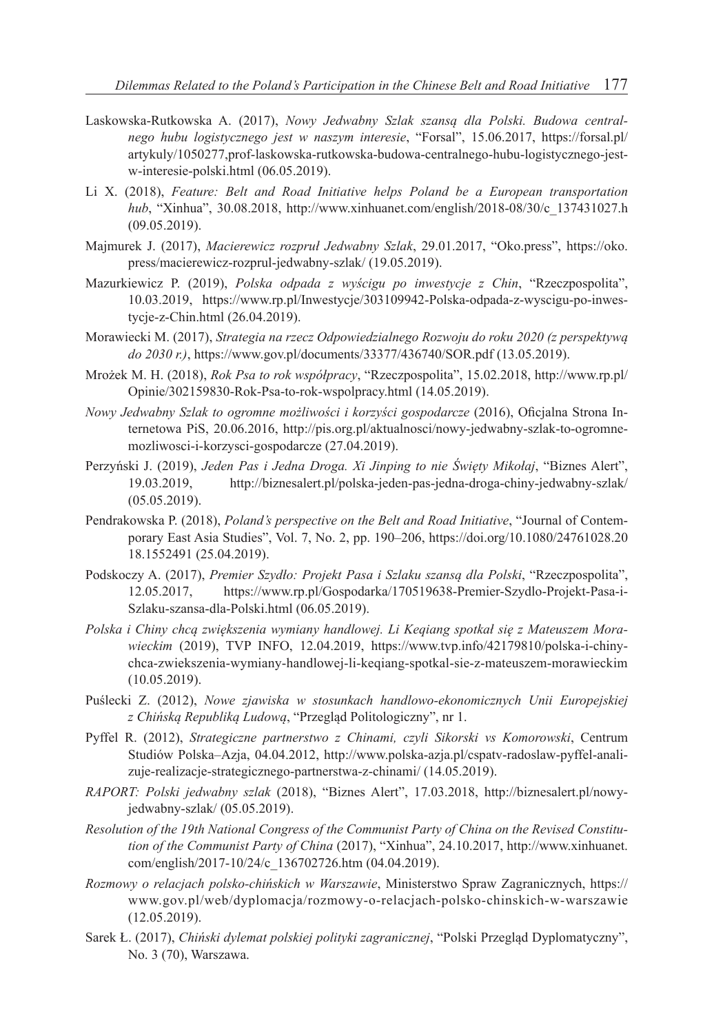Laskowska-Rutkowska A. (2017), *Nowy Jedwabny Szlak szansą dla Polski. Budowa centralnego hubu logistycznego jest w naszym interesie*, "Forsal", 15.06.2017, https://forsal.pl/artykuly/1050277,prof-laskowska-rutkowska-budowa-centralnego-hubu-logistycznego-jest-w-interesie-polski.html (06.05.2019).

Li X. (2018), *Feature: Belt and Road Initiative helps Poland be a European transportation hub*, "Xinhua", 30.08.2018, http://www.xinhuanet.com/english/2018-08/30/c_137431027.h (09.05.2019).

Majmurek J. (2017), *Macierewicz rozpruł Jedwabny Szlak*, 29.01.2017, "Oko.press", https://oko.press/macierewicz-rozprul-jedwabny-szlak/ (19.05.2019).

Mazurkiewicz P. (2019), *Polska odpada z wyścigu po inwestycje z Chin*, "Rzeczpospolita", 10.03.2019, https://www.rp.pl/Inwestycje/303109942-Polska-odpada-z-wyscigu-po-inwestycje-z-Chin.html (26.04.2019).

Morawiecki M. (2017), *Strategia na rzecz Odpowiedzialnego Rozwoju do roku 2020 (z perspektywą do 2030 r.)*, https://www.gov.pl/documents/33377/436740/SOR.pdf (13.05.2019).

Mrożek M. H. (2018), *Rok Psa to rok współpracy*, "Rzeczpospolita", 15.02.2018, http://www.rp.pl/Opinie/302159830-Rok-Psa-to-rok-wspolpracy.html (14.05.2019).

*Nowy Jedwabny Szlak to ogromne możliwości i korzyści gospodarcze* (2016), Oficjalna Strona Internetowa PiS, 20.06.2016, http://pis.org.pl/aktualnosci/nowy-jedwabny-szlak-to-ogromne-mozliwosci-i-korzysci-gospodarcze (27.04.2019).

Perzyński J. (2019), *Jeden Pas i Jedna Droga. Xi Jinping to nie Święty Mikołaj*, "Biznes Alert", 19.03.2019, http://biznesalert.pl/polska-jeden-pas-jedna-droga-chiny-jedwabny-szlak/ (05.05.2019).

Pendrakowska P. (2018), *Poland's perspective on the Belt and Road Initiative*, "Journal of Contemporary East Asia Studies", Vol. 7, No. 2, pp. 190–206, https://doi.org/10.1080/24761028.2018.1552491 (25.04.2019).

Podskoczy A. (2017), *Premier Szydło: Projekt Pasa i Szlaku szansą dla Polski*, "Rzeczpospolita", 12.05.2017, https://www.rp.pl/Gospodarka/170519638-Premier-Szydlo-Projekt-Pasa-i-Szlaku-szansa-dla-Polski.html (06.05.2019).

*Polska i Chiny chcą zwiększenia wymiany handlowej. Li Keqiang spotkał się z Mateuszem Morawieckim* (2019), TVP INFO, 12.04.2019, https://www.tvp.info/42179810/polska-i-chiny-chca-zwiekszenia-wymiany-handlowej-li-keqiang-spotkal-sie-z-mateuszem-morawieckim (10.05.2019).

Puślecki Z. (2012), *Nowe zjawiska w stosunkach handlowo-ekonomicznych Unii Europejskiej z Chińską Republiką Ludową*, "Przegląd Politologiczny", nr 1.

Pyffel R. (2012), *Strategiczne partnerstwo z Chinami, czyli Sikorski vs Komorowski*, Centrum Studiów Polska–Azja, 04.04.2012, http://www.polska-azja.pl/cspatv-radoslaw-pyffel-analizuje-realizacje-strategicznego-partnerstwa-z-chinami/ (14.05.2019).

*RAPORT: Polski jedwabny szlak* (2018), "Biznes Alert", 17.03.2018, http://biznesalert.pl/nowy-jedwabny-szlak/ (05.05.2019).

*Resolution of the 19th National Congress of the Communist Party of China on the Revised Constitution of the Communist Party of China* (2017), "Xinhua", 24.10.2017, http://www.xinhuanet.com/english/2017-10/24/c_136702726.htm (04.04.2019).

*Rozmowy o relacjach polsko-chińskich w Warszawie*, Ministerstwo Spraw Zagranicznych, https://www.gov.pl/web/dyplomacja/rozmowy-o-relacjach-polsko-chinskich-w-warszawie (12.05.2019).

Sarek Ł. (2017), *Chiński dylemat polskiej polityki zagranicznej*, "Polski Przegląd Dyplomatyczny", No. 3 (70), Warszawa.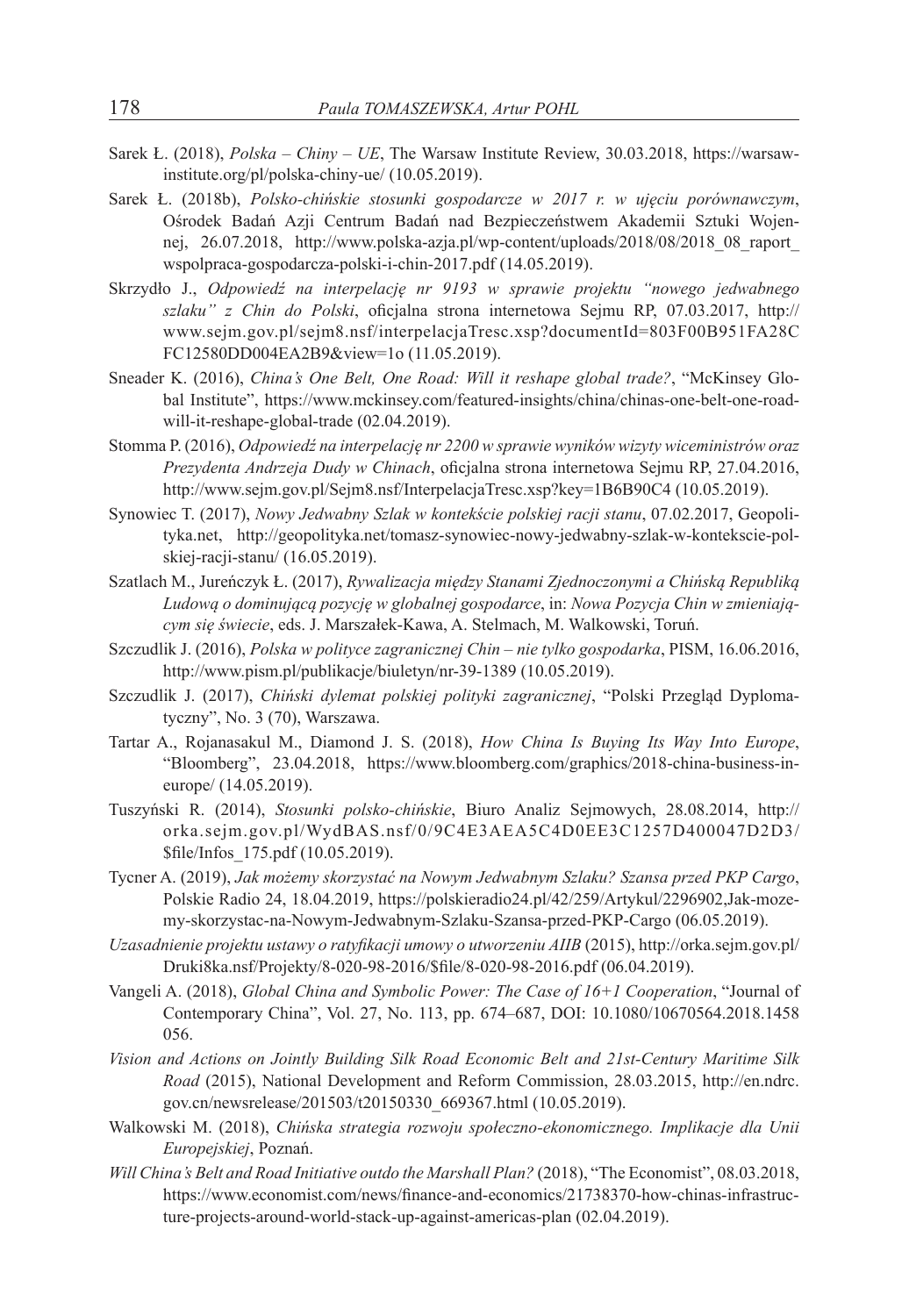Sarek Ł. (2018), *Polska – Chiny – UE*, The Warsaw Institute Review, 30.03.2018, https://warsaw-institute.org/pl/polska-chiny-ue/ (10.05.2019).

Sarek Ł. (2018b), *Polsko-chińskie stosunki gospodarcze w 2017 r. w ujęciu porównawczym*, Ośrodek Badań Azji Centrum Badań nad Bezpieczeństwem Akademii Sztuki Wojennej, 26.07.2018, http://www.polska-azja.pl/wp-content/uploads/2018/08/2018_08_raport_wspolpraca-gospodarcza-polski-i-chin-2017.pdf (14.05.2019).

Skrzydło J., *Odpowiedź na interpelację nr 9193 w sprawie projektu "nowego jedwabnego szlaku" z Chin do Polski*, oficjalna strona internetowa Sejmu RP, 07.03.2017, http://www.sejm.gov.pl/sejm8.nsf/interpelacjaTresc.xsp?documentId=803F00B951FA28CFC12580DD004EA2B9&view=1o (11.05.2019).

Sneader K. (2016), *China's One Belt, One Road: Will it reshape global trade?*, "McKinsey Global Institute", https://www.mckinsey.com/featured-insights/china/chinas-one-belt-one-road-will-it-reshape-global-trade (02.04.2019).

Stomma P. (2016), *Odpowiedź na interpelację nr 2200 w sprawie wyników wizyty wiceministrów oraz Prezydenta Andrzeja Dudy w Chinach*, oficjalna strona internetowa Sejmu RP, 27.04.2016, http://www.sejm.gov.pl/Sejm8.nsf/InterpelacjaTresc.xsp?key=1B6B90C4 (10.05.2019).

Synowiec T. (2017), *Nowy Jedwabny Szlak w kontekście polskiej racji stanu*, 07.02.2017, Geopolityka.net, http://geopolityka.net/tomasz-synowiec-nowy-jedwabny-szlak-w-kontekscie-polskiej-racji-stanu/ (16.05.2019).

Szatlach M., Jureńczyk Ł. (2017), *Rywalizacja między Stanami Zjednoczonymi a Chińską Republiką Ludową o dominującą pozycję w globalnej gospodarce*, in: *Nowa Pozycja Chin w zmieniającym się świecie*, eds. J. Marszałek-Kawa, A. Stelmach, M. Walkowski, Toruń.

Szczudlik J. (2016), *Polska w polityce zagranicznej Chin – nie tylko gospodarka*, PISM, 16.06.2016, http://www.pism.pl/publikacje/biuletyn/nr-39-1389 (10.05.2019).

Szczudlik J. (2017), *Chiński dylemat polskiej polityki zagranicznej*, "Polski Przegląd Dyplomatyczny", No. 3 (70), Warszawa.

Tartar A., Rojanasakul M., Diamond J. S. (2018), *How China Is Buying Its Way Into Europe*, "Bloomberg", 23.04.2018, https://www.bloomberg.com/graphics/2018-china-business-in-europe/ (14.05.2019).

Tuszyński R. (2014), *Stosunki polsko-chińskie*, Biuro Analiz Sejmowych, 28.08.2014, http://orka.sejm.gov.pl/WydBAS.nsf/0/9C4E3AEA5C4D0EE3C1257D400047D2D3/$file/Infos_175.pdf (10.05.2019).

Tycner A. (2019), *Jak możemy skorzystać na Nowym Jedwabnym Szlaku? Szansa przed PKP Cargo*, Polskie Radio 24, 18.04.2019, https://polskieradio24.pl/42/259/Artykul/2296902,Jak-mozemy-skorzystac-na-Nowym-Jedwabnym-Szlaku-Szansa-przed-PKP-Cargo (06.05.2019).

*Uzasadnienie projektu ustawy o ratyfikacji umowy o utworzeniu AIIB* (2015), http://orka.sejm.gov.pl/Druki8ka.nsf/Projekty/8-020-98-2016/$file/8-020-98-2016.pdf (06.04.2019).

Vangeli A. (2018), *Global China and Symbolic Power: The Case of 16+1 Cooperation*, "Journal of Contemporary China", Vol. 27, No. 113, pp. 674–687, DOI: 10.1080/10670564.2018.1458056.

*Vision and Actions on Jointly Building Silk Road Economic Belt and 21st-Century Maritime Silk Road* (2015), National Development and Reform Commission, 28.03.2015, http://en.ndrc.gov.cn/newsrelease/201503/t20150330_669367.html (10.05.2019).

Walkowski M. (2018), *Chińska strategia rozwoju społeczno-ekonomicznego. Implikacje dla Unii Europejskiej*, Poznań.

*Will China's Belt and Road Initiative outdo the Marshall Plan?* (2018), "The Economist", 08.03.2018, https://www.economist.com/news/finance-and-economics/21738370-how-chinas-infrastructure-projects-around-world-stack-up-against-americas-plan (02.04.2019).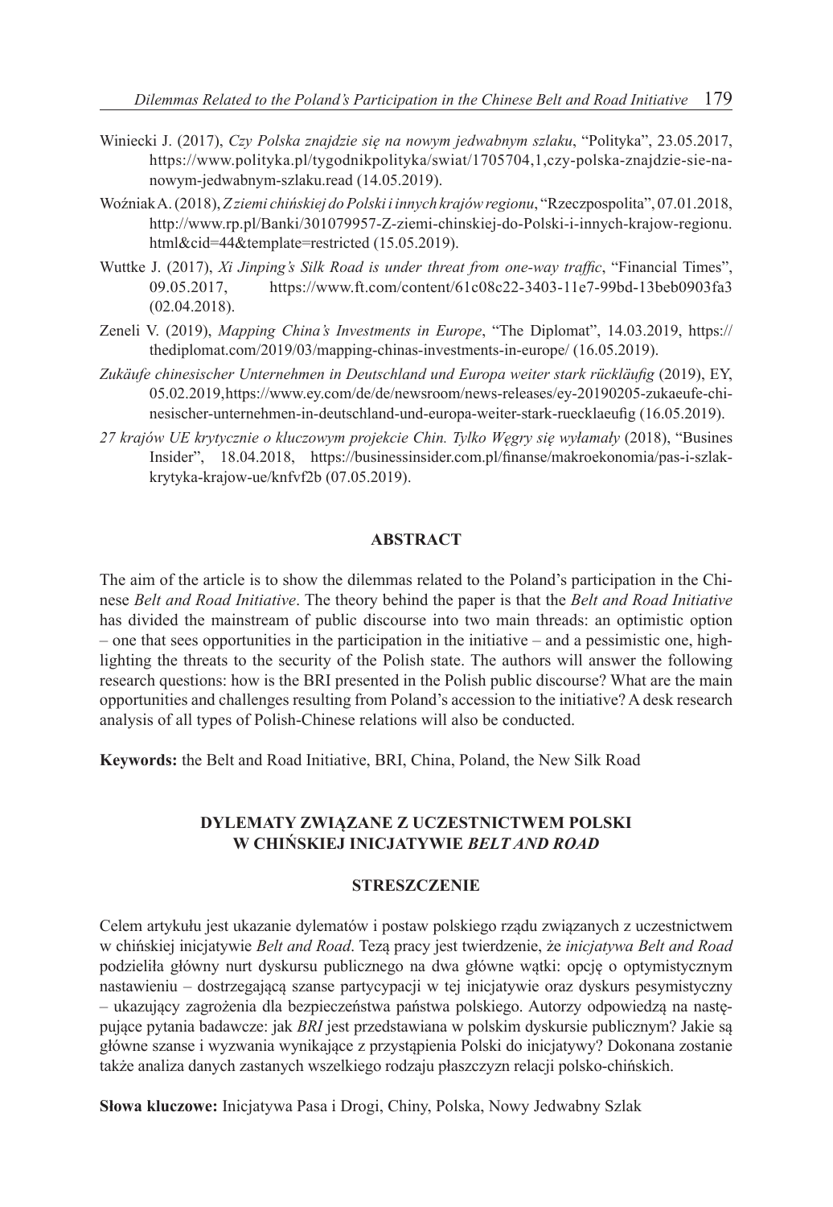Winiecki J. (2017), *Czy Polska znajdzie się na nowym jedwabnym szlaku*, "Polityka", 23.05.2017, https://www.polityka.pl/tygodnikpolityka/swiat/1705704,1,czy-polska-znajdzie-sie-na-nowym-jedwabnym-szlaku.read (14.05.2019).

Woźniak A. (2018), *Z ziemi chińskiej do Polski i innych krajów regionu*, "Rzeczpospolita", 07.01.2018, http://www.rp.pl/Banki/301079957-Z-ziemi-chinskiej-do-Polski-i-innych-krajow-regionu.html&cid=44&template=restricted (15.05.2019).

Wuttke J. (2017), *Xi Jinping's Silk Road is under threat from one-way traffic*, "Financial Times", 09.05.2017, https://www.ft.com/content/61c08c22-3403-11e7-99bd-13beb0903fa3 (02.04.2018).

Zeneli V. (2019), *Mapping China's Investments in Europe*, "The Diplomat", 14.03.2019, https://thediplomat.com/2019/03/mapping-chinas-investments-in-europe/ (16.05.2019).

*Zukäufe chinesischer Unternehmen in Deutschland und Europa weiter stark rückläufig* (2019), EY, 05.02.2019, https://www.ey.com/de/de/newsroom/news-releases/ey-20190205-zukaeufe-chinesischer-unternehmen-in-deutschland-und-europa-weiter-stark-ruecklaeufig (16.05.2019).

*27 krajów UE krytycznie o kluczowym projekcie Chin. Tylko Węgry się wyłamały* (2018), "Busines Insider", 18.04.2018, https://businessinsider.com.pl/finanse/makroekonomia/pas-i-szlak-krytyka-krajow-ue/knfvf2b (07.05.2019).

## ABSTRACT

The aim of the article is to show the dilemmas related to the Poland's participation in the Chinese *Belt and Road Initiative*. The theory behind the paper is that the *Belt and Road Initiative* has divided the mainstream of public discourse into two main threads: an optimistic option – one that sees opportunities in the participation in the initiative – and a pessimistic one, highlighting the threats to the security of the Polish state. The authors will answer the following research questions: how is the BRI presented in the Polish public discourse? What are the main opportunities and challenges resulting from Poland's accession to the initiative? A desk research analysis of all types of Polish-Chinese relations will also be conducted.

**Keywords:** the Belt and Road Initiative, BRI, China, Poland, the New Silk Road

## DYLEMATY ZWIĄZANE Z UCZESTNICTWEM POLSKI W CHIŃSKIEJ INICJATYWIE *BELT AND ROAD*

## STRESZCZENIE

Celem artykułu jest ukazanie dylematów i postaw polskiego rządu związanych z uczestnictwem w chińskiej inicjatywie *Belt and Road*. Tezą pracy jest twierdzenie, że *inicjatywa Belt and Road* podzieliła główny nurt dyskursu publicznego na dwa główne wątki: opcję o optymistycznym nastawieniu – dostrzegającą szanse partycypacji w tej inicjatywie oraz dyskurs pesymistyczny – ukazujący zagrożenia dla bezpieczeństwa państwa polskiego. Autorzy odpowiedzą na następujące pytania badawcze: jak *BRI* jest przedstawiana w polskim dyskursie publicznym? Jakie są główne szanse i wyzwania wynikające z przystąpienia Polski do inicjatywy? Dokonana zostanie także analiza danych zastanych wszelkiego rodzaju płaszczyzn relacji polsko-chińskich.

**Słowa kluczowe:** Inicjatywa Pasa i Drogi, Chiny, Polska, Nowy Jedwabny Szlak